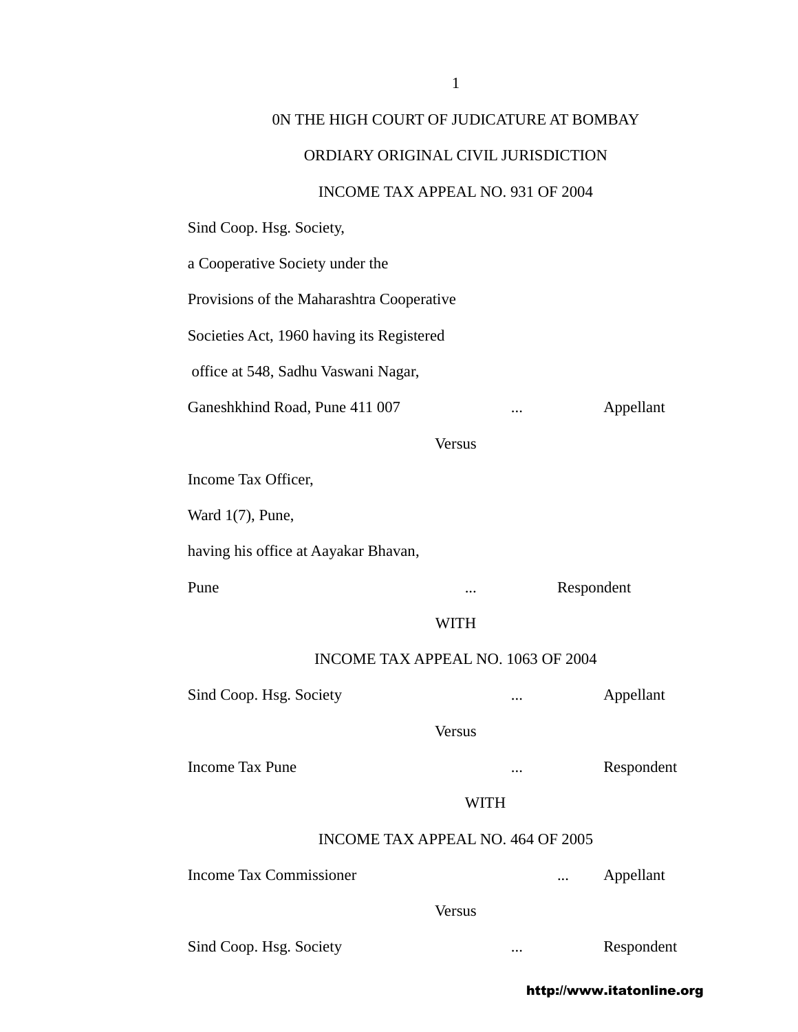0N THE HIGH COURT OF JUDICATURE AT BOMBAY

ORDIARY ORIGINAL CIVIL JURISDICTION

INCOME TAX APPEAL NO. 931 OF 2004

Sind Coop. Hsg. Society,

a Cooperative Society under the

Provisions of the Maharashtra Cooperative

Societies Act, 1960 having its Registered

office at 548, Sadhu Vaswani Nagar,

Ganeshkhind Road, Pune 411 007 ... Appellant

Versus

Income Tax Officer,

Ward 1(7), Pune,

having his office at Aayakar Bhavan,

Pune ... Respondent

WITH

INCOME TAX APPEAL NO. 1063 OF 2004

Sind Coop. Hsg. Society ... Appellant

Versus

Income Tax Pune ... Respondent

WITH

INCOME TAX APPEAL NO. 464 OF 2005

Income Tax Commissioner ... Appellant

Versus

Sind Coop. Hsg. Society ... Respondent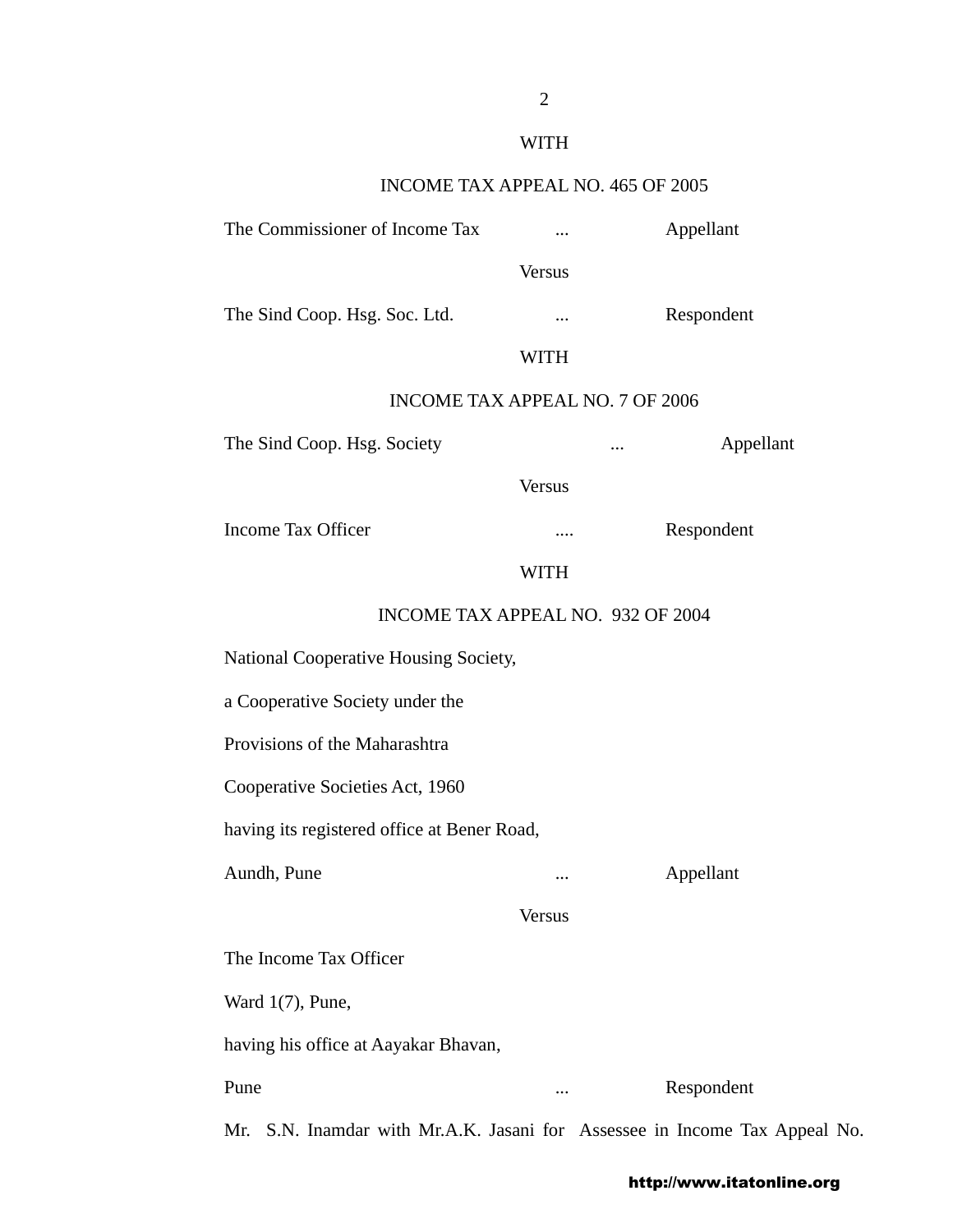WITH

INCOME TAX APPEAL NO. 465 OF 2005

The Commissioner of Income Tax ... Appellant

Versus

The Sind Coop. Hsg. Soc. Ltd. ... Respondent

WITH

INCOME TAX APPEAL NO. 7 OF 2006

The Sind Coop. Hsg. Society ... Appellant

Versus

Income Tax Officer .... Respondent

WITH

INCOME TAX APPEAL NO. 932 OF 2004

National Cooperative Housing Society,
a Cooperative Society under the
Provisions of the Maharashtra
Cooperative Societies Act, 1960
having its registered office at Bener Road,
Aundh, Pune ... Appellant

Versus

The Income Tax Officer
Ward 1(7), Pune,
having his office at Aayakar Bhavan,
Pune ... Respondent

Mr. S.N. Inamdar with Mr.A.K. Jasani for Assessee in Income Tax Appeal No.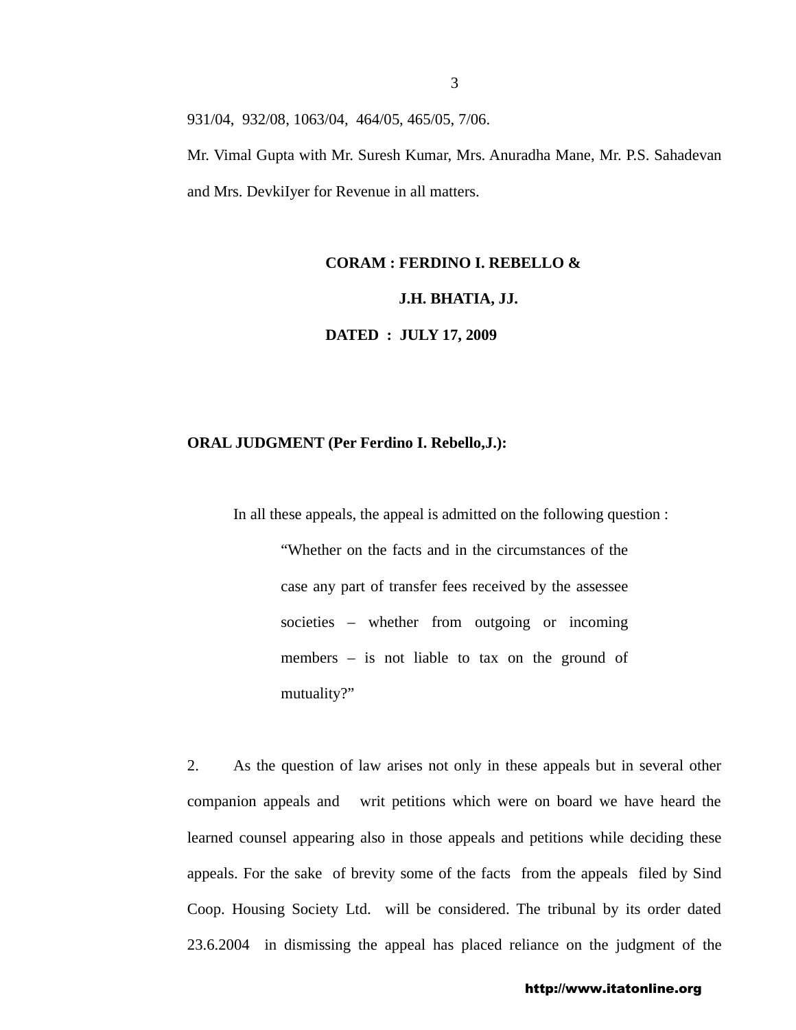931/04, 932/08, 1063/04, 464/05, 465/05, 7/06.

Mr. Vimal Gupta with Mr. Suresh Kumar, Mrs. Anuradha Mane, Mr. P.S. Sahadevan and Mrs. DevkiIyer for Revenue in all matters.

**CORAM : FERDINO I. REBELLO &**

**J.H. BHATIA, JJ.**

**DATED : JULY 17, 2009**

**ORAL JUDGMENT (Per Ferdino I. Rebello,J.):**

In all these appeals, the appeal is admitted on the following question :

> "Whether on the facts and in the circumstances of the case any part of transfer fees received by the assessee societies – whether from outgoing or incoming members – is not liable to tax on the ground of mutuality?"

2. As the question of law arises not only in these appeals but in several other companion appeals and writ petitions which were on board we have heard the learned counsel appearing also in those appeals and petitions while deciding these appeals. For the sake of brevity some of the facts from the appeals filed by Sind Coop. Housing Society Ltd. will be considered. The tribunal by its order dated 23.6.2004 in dismissing the appeal has placed reliance on the judgment of the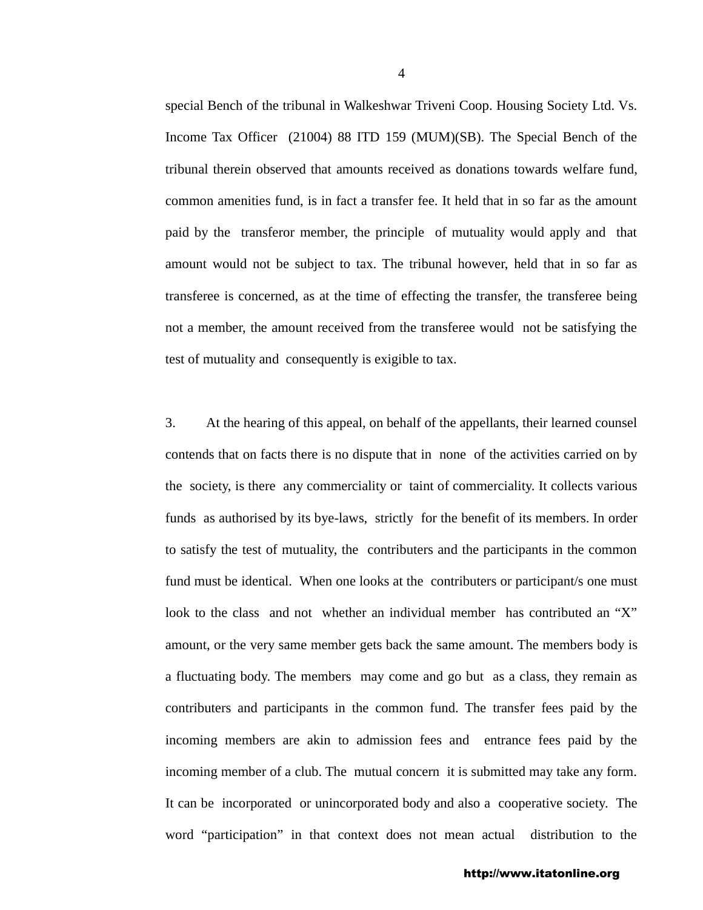special Bench of the tribunal in Walkeshwar Triveni Coop. Housing Society Ltd. Vs. Income Tax Officer (21004) 88 ITD 159 (MUM)(SB). The Special Bench of the tribunal therein observed that amounts received as donations towards welfare fund, common amenities fund, is in fact a transfer fee. It held that in so far as the amount paid by the transferor member, the principle of mutuality would apply and that amount would not be subject to tax. The tribunal however, held that in so far as transferee is concerned, as at the time of effecting the transfer, the transferee being not a member, the amount received from the transferee would not be satisfying the test of mutuality and consequently is exigible to tax.

3. At the hearing of this appeal, on behalf of the appellants, their learned counsel contends that on facts there is no dispute that in none of the activities carried on by the society, is there any commerciality or taint of commerciality. It collects various funds as authorised by its bye-laws, strictly for the benefit of its members. In order to satisfy the test of mutuality, the contributers and the participants in the common fund must be identical. When one looks at the contributers or participant/s one must look to the class and not whether an individual member has contributed an "X" amount, or the very same member gets back the same amount. The members body is a fluctuating body. The members may come and go but as a class, they remain as contributers and participants in the common fund. The transfer fees paid by the incoming members are akin to admission fees and entrance fees paid by the incoming member of a club. The mutual concern it is submitted may take any form. It can be incorporated or unincorporated body and also a cooperative society. The word "participation" in that context does not mean actual distribution to the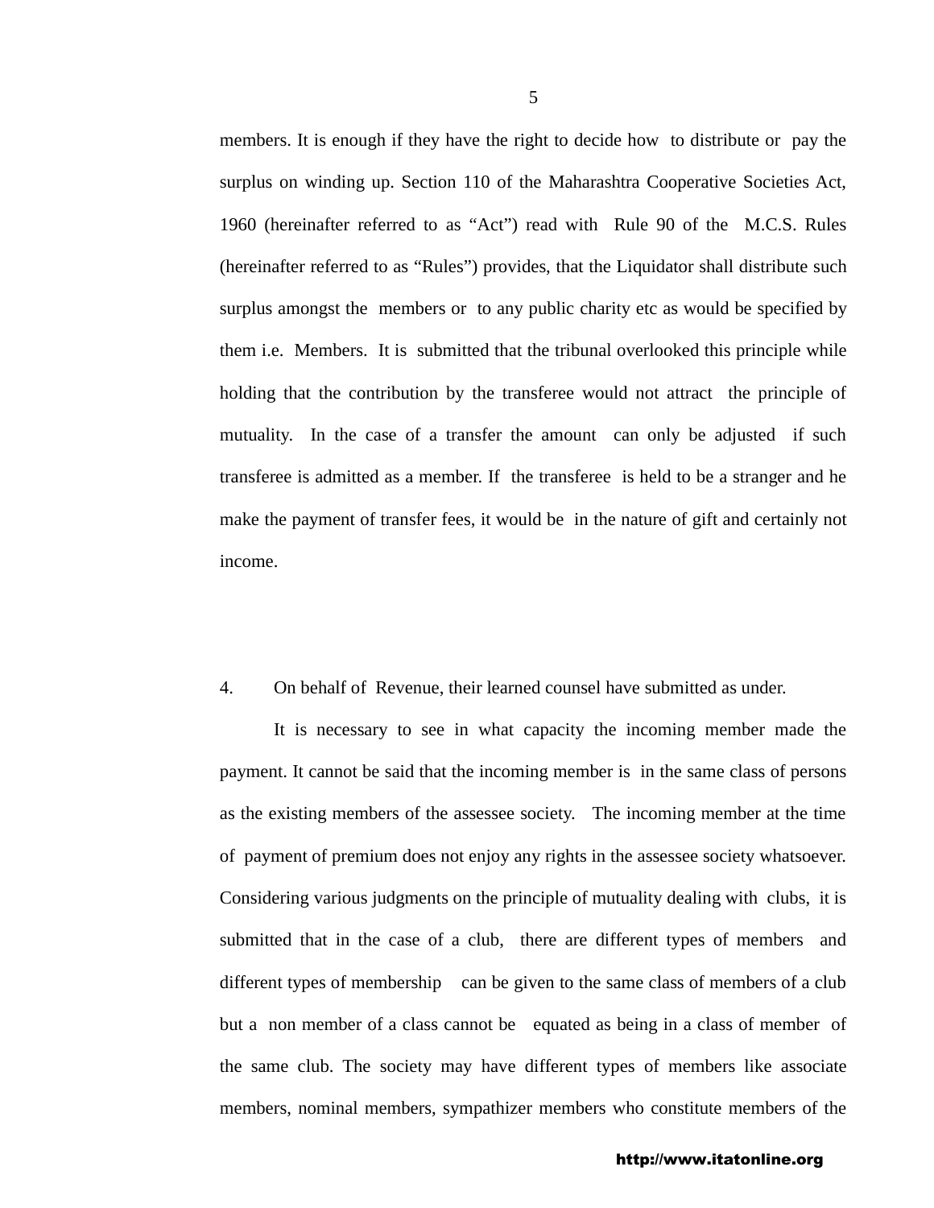members. It is enough if they have the right to decide how to distribute or pay the surplus on winding up. Section 110 of the Maharashtra Cooperative Societies Act, 1960 (hereinafter referred to as "Act") read with Rule 90 of the M.C.S. Rules (hereinafter referred to as "Rules") provides, that the Liquidator shall distribute such surplus amongst the members or to any public charity etc as would be specified by them i.e. Members. It is submitted that the tribunal overlooked this principle while holding that the contribution by the transferee would not attract the principle of mutuality. In the case of a transfer the amount can only be adjusted if such transferee is admitted as a member. If the transferee is held to be a stranger and he make the payment of transfer fees, it would be in the nature of gift and certainly not income.

4. On behalf of Revenue, their learned counsel have submitted as under.

It is necessary to see in what capacity the incoming member made the payment. It cannot be said that the incoming member is in the same class of persons as the existing members of the assessee society. The incoming member at the time of payment of premium does not enjoy any rights in the assessee society whatsoever. Considering various judgments on the principle of mutuality dealing with clubs, it is submitted that in the case of a club, there are different types of members and different types of membership can be given to the same class of members of a club but a non member of a class cannot be equated as being in a class of member of the same club. The society may have different types of members like associate members, nominal members, sympathizer members who constitute members of the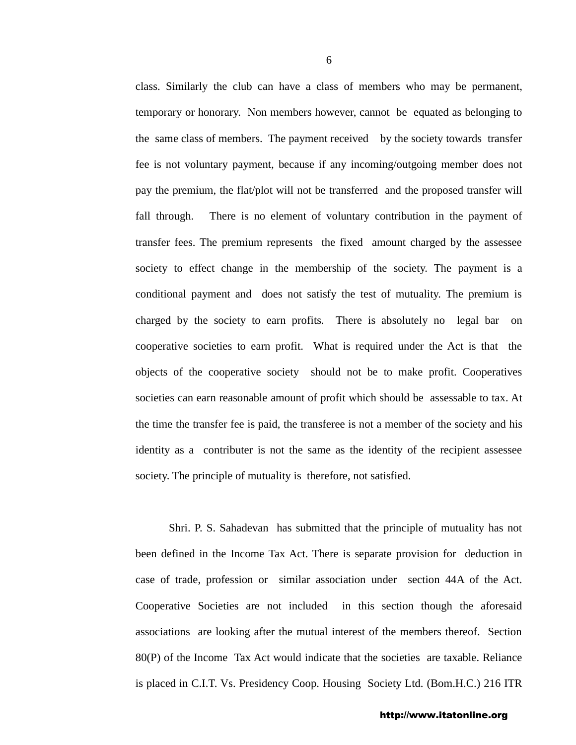class. Similarly the club can have a class of members who may be permanent, temporary or honorary. Non members however, cannot be equated as belonging to the same class of members. The payment received by the society towards transfer fee is not voluntary payment, because if any incoming/outgoing member does not pay the premium, the flat/plot will not be transferred and the proposed transfer will fall through. There is no element of voluntary contribution in the payment of transfer fees. The premium represents the fixed amount charged by the assessee society to effect change in the membership of the society. The payment is a conditional payment and does not satisfy the test of mutuality. The premium is charged by the society to earn profits. There is absolutely no legal bar on cooperative societies to earn profit. What is required under the Act is that the objects of the cooperative society should not be to make profit. Cooperatives societies can earn reasonable amount of profit which should be assessable to tax. At the time the transfer fee is paid, the transferee is not a member of the society and his identity as a contributer is not the same as the identity of the recipient assessee society. The principle of mutuality is therefore, not satisfied.

Shri. P. S. Sahadevan has submitted that the principle of mutuality has not been defined in the Income Tax Act. There is separate provision for deduction in case of trade, profession or similar association under section 44A of the Act. Cooperative Societies are not included in this section though the aforesaid associations are looking after the mutual interest of the members thereof. Section 80(P) of the Income Tax Act would indicate that the societies are taxable. Reliance is placed in C.I.T. Vs. Presidency Coop. Housing Society Ltd. (Bom.H.C.) 216 ITR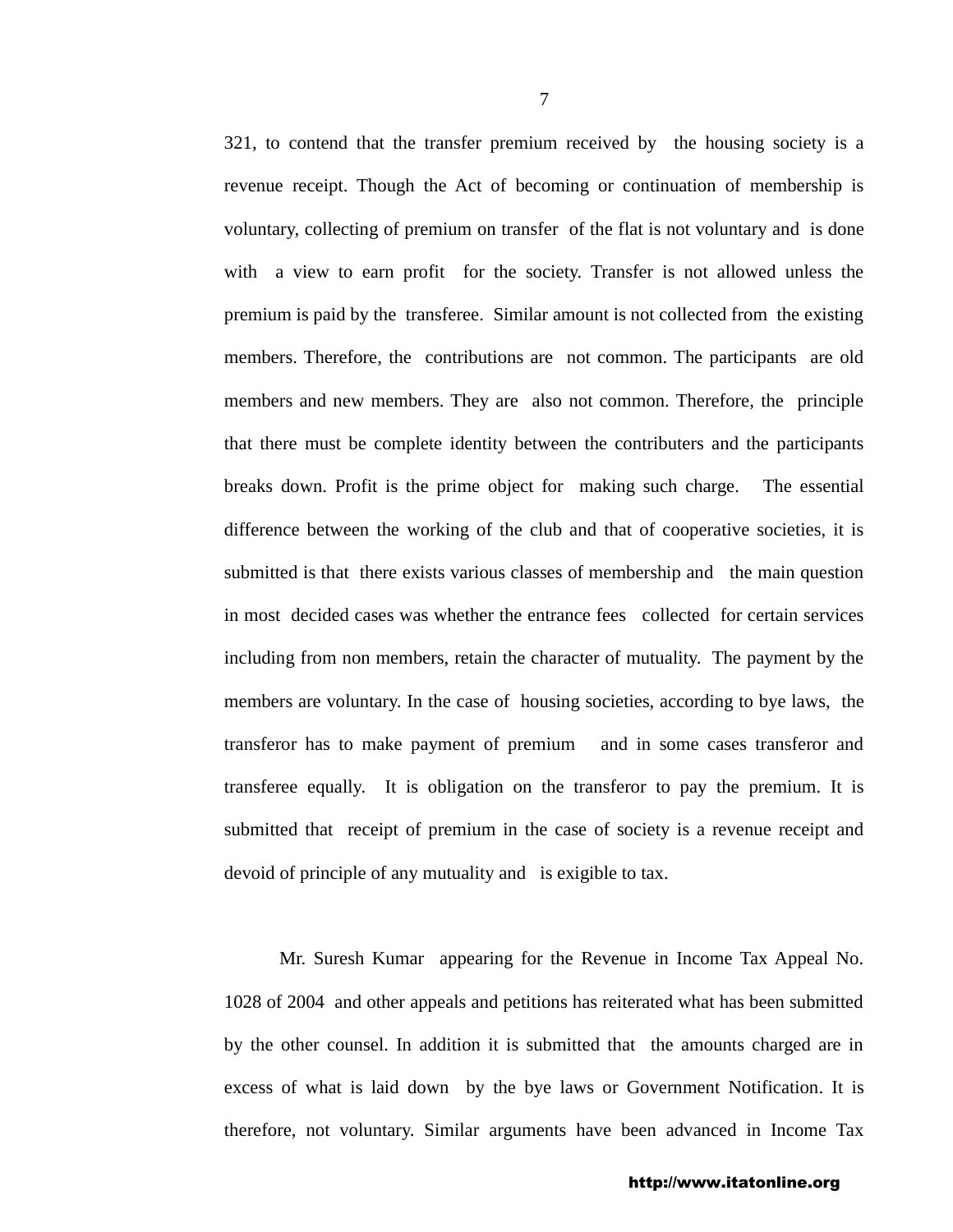321, to contend that the transfer premium received by the housing society is a revenue receipt. Though the Act of becoming or continuation of membership is voluntary, collecting of premium on transfer of the flat is not voluntary and is done with a view to earn profit for the society. Transfer is not allowed unless the premium is paid by the transferee. Similar amount is not collected from the existing members. Therefore, the contributions are not common. The participants are old members and new members. They are also not common. Therefore, the principle that there must be complete identity between the contributers and the participants breaks down. Profit is the prime object for making such charge. The essential difference between the working of the club and that of cooperative societies, it is submitted is that there exists various classes of membership and the main question in most decided cases was whether the entrance fees collected for certain services including from non members, retain the character of mutuality. The payment by the members are voluntary. In the case of housing societies, according to bye laws, the transferor has to make payment of premium and in some cases transferor and transferee equally. It is obligation on the transferor to pay the premium. It is submitted that receipt of premium in the case of society is a revenue receipt and devoid of principle of any mutuality and is exigible to tax.

Mr. Suresh Kumar appearing for the Revenue in Income Tax Appeal No. 1028 of 2004 and other appeals and petitions has reiterated what has been submitted by the other counsel. In addition it is submitted that the amounts charged are in excess of what is laid down by the bye laws or Government Notification. It is therefore, not voluntary. Similar arguments have been advanced in Income Tax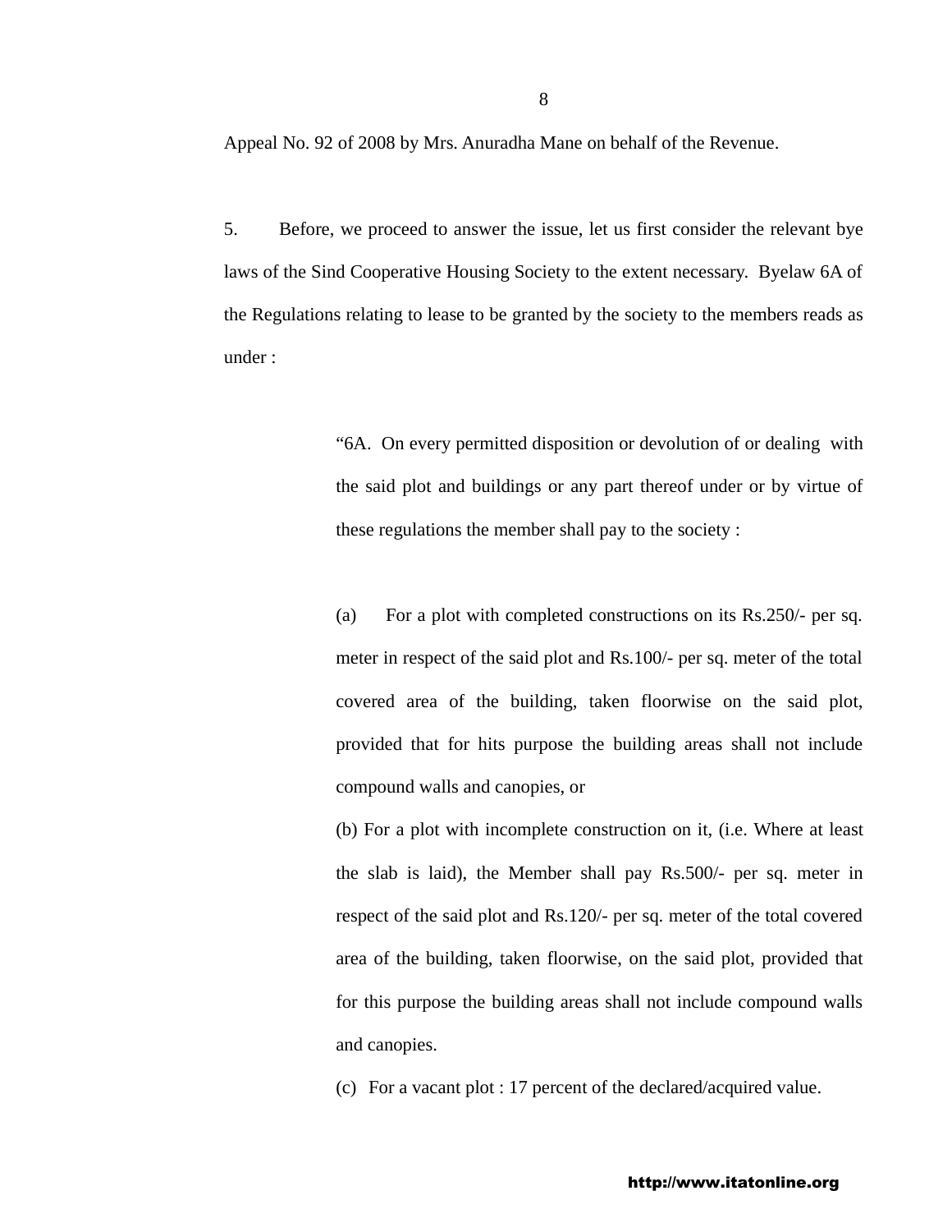Appeal No. 92 of 2008 by Mrs. Anuradha Mane on behalf of the Revenue.

5. Before, we proceed to answer the issue, let us first consider the relevant bye laws of the Sind Cooperative Housing Society to the extent necessary. Byelaw 6A of the Regulations relating to lease to be granted by the society to the members reads as under :

> "6A. On every permitted disposition or devolution of or dealing with the said plot and buildings or any part thereof under or by virtue of these regulations the member shall pay to the society :
>
> (a) For a plot with completed constructions on its Rs.250/- per sq. meter in respect of the said plot and Rs.100/- per sq. meter of the total covered area of the building, taken floorwise on the said plot, provided that for hits purpose the building areas shall not include compound walls and canopies, or
>
> (b) For a plot with incomplete construction on it, (i.e. Where at least the slab is laid), the Member shall pay Rs.500/- per sq. meter in respect of the said plot and Rs.120/- per sq. meter of the total covered area of the building, taken floorwise, on the said plot, provided that for this purpose the building areas shall not include compound walls and canopies.
>
> (c) For a vacant plot : 17 percent of the declared/acquired value.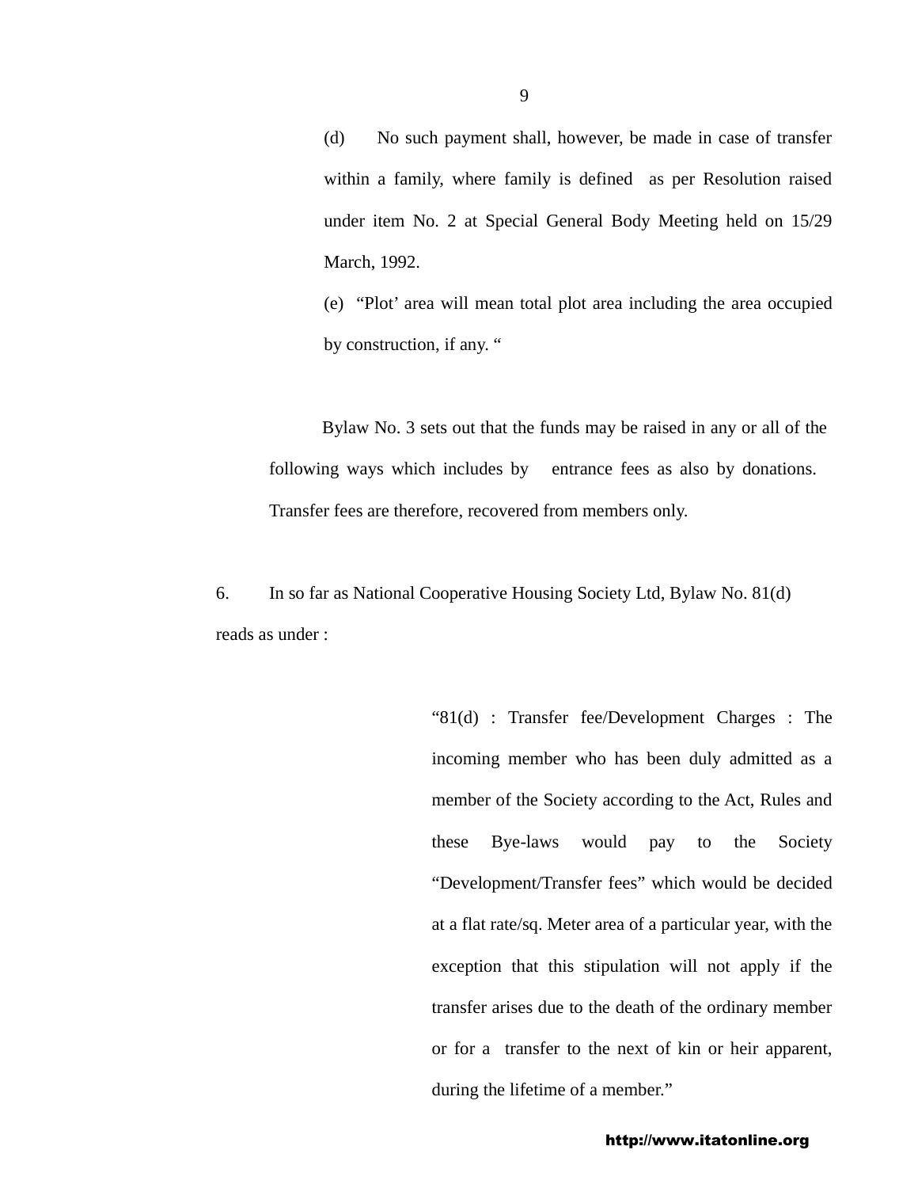(d) No such payment shall, however, be made in case of transfer within a family, where family is defined as per Resolution raised under item No. 2 at Special General Body Meeting held on 15/29 March, 1992.

(e) "Plot' area will mean total plot area including the area occupied by construction, if any. "

Bylaw No. 3 sets out that the funds may be raised in any or all of the following ways which includes by entrance fees as also by donations. Transfer fees are therefore, recovered from members only.

6. In so far as National Cooperative Housing Society Ltd, Bylaw No. 81(d) reads as under :

> "81(d) : Transfer fee/Development Charges : The incoming member who has been duly admitted as a member of the Society according to the Act, Rules and these Bye-laws would pay to the Society "Development/Transfer fees" which would be decided at a flat rate/sq. Meter area of a particular year, with the exception that this stipulation will not apply if the transfer arises due to the death of the ordinary member or for a transfer to the next of kin or heir apparent, during the lifetime of a member."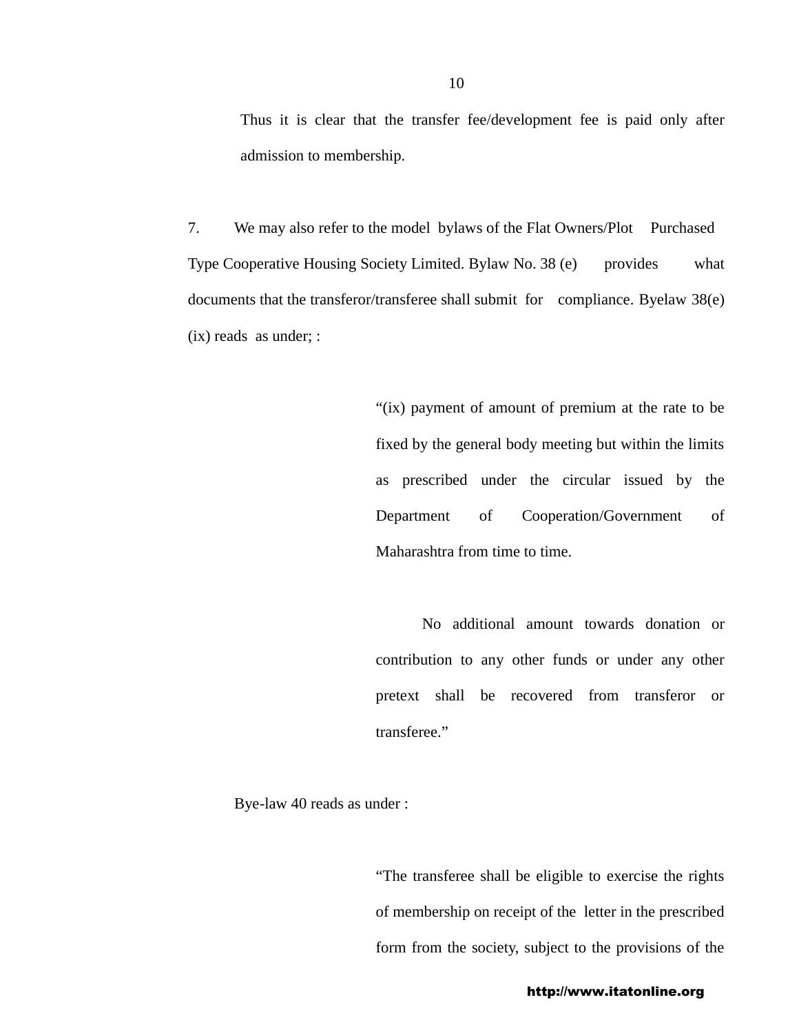Thus it is clear that the transfer fee/development fee is paid only after admission to membership.

7. We may also refer to the model bylaws of the Flat Owners/Plot Purchased Type Cooperative Housing Society Limited. Bylaw No. 38 (e) provides what documents that the transferor/transferee shall submit for compliance. Byelaw 38(e) (ix) reads as under; :

> "(ix) payment of amount of premium at the rate to be fixed by the general body meeting but within the limits as prescribed under the circular issued by the Department of Cooperation/Government of Maharashtra from time to time.
>
> No additional amount towards donation or contribution to any other funds or under any other pretext shall be recovered from transferor or transferee."

Bye-law 40 reads as under :

> "The transferee shall be eligible to exercise the rights of membership on receipt of the letter in the prescribed form from the society, subject to the provisions of the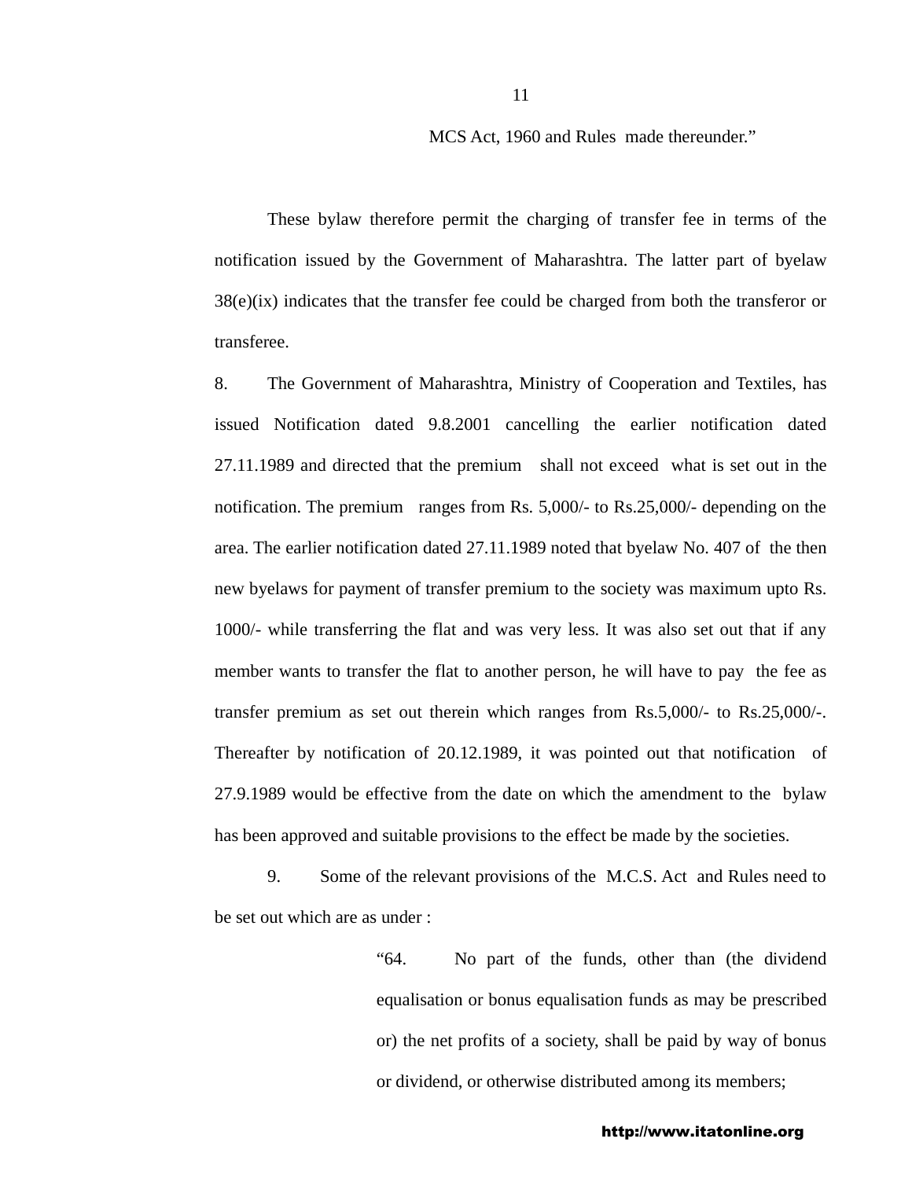MCS Act, 1960 and Rules made thereunder."

These bylaw therefore permit the charging of transfer fee in terms of the notification issued by the Government of Maharashtra. The latter part of byelaw 38(e)(ix) indicates that the transfer fee could be charged from both the transferor or transferee.

8. The Government of Maharashtra, Ministry of Cooperation and Textiles, has issued Notification dated 9.8.2001 cancelling the earlier notification dated 27.11.1989 and directed that the premium shall not exceed what is set out in the notification. The premium ranges from Rs. 5,000/- to Rs.25,000/- depending on the area. The earlier notification dated 27.11.1989 noted that byelaw No. 407 of the then new byelaws for payment of transfer premium to the society was maximum upto Rs. 1000/- while transferring the flat and was very less. It was also set out that if any member wants to transfer the flat to another person, he will have to pay the fee as transfer premium as set out therein which ranges from Rs.5,000/- to Rs.25,000/-. Thereafter by notification of 20.12.1989, it was pointed out that notification of 27.9.1989 would be effective from the date on which the amendment to the bylaw has been approved and suitable provisions to the effect be made by the societies.

9. Some of the relevant provisions of the M.C.S. Act and Rules need to be set out which are as under :

> "64. No part of the funds, other than (the dividend equalisation or bonus equalisation funds as may be prescribed or) the net profits of a society, shall be paid by way of bonus or dividend, or otherwise distributed among its members;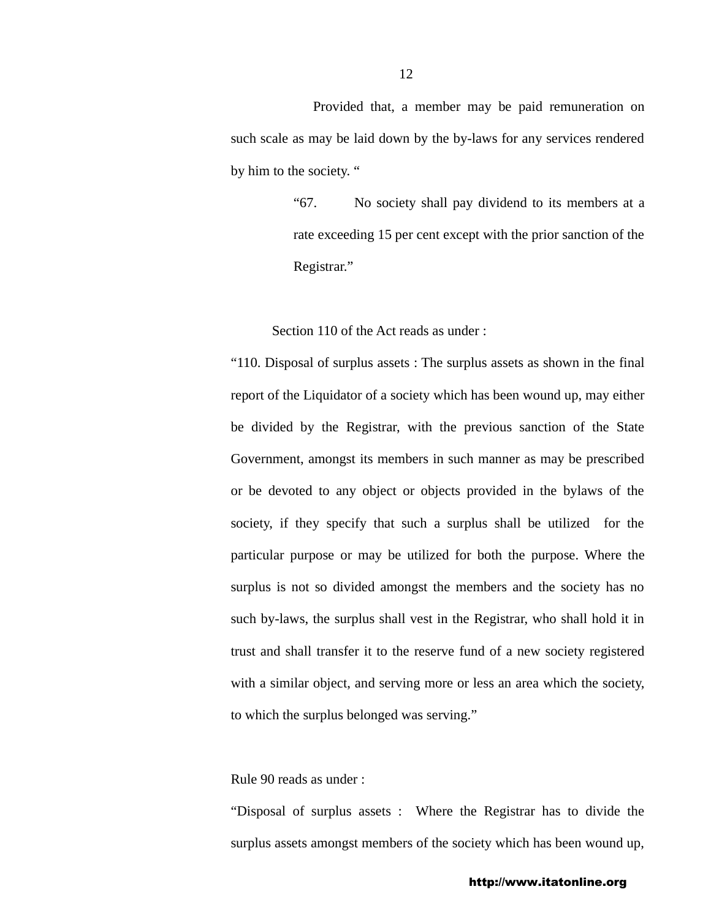Provided that, a member may be paid remuneration on such scale as may be laid down by the by-laws for any services rendered by him to the society. "

> "67. No society shall pay dividend to its members at a rate exceeding 15 per cent except with the prior sanction of the Registrar."

Section 110 of the Act reads as under :

"110. Disposal of surplus assets : The surplus assets as shown in the final report of the Liquidator of a society which has been wound up, may either be divided by the Registrar, with the previous sanction of the State Government, amongst its members in such manner as may be prescribed or be devoted to any object or objects provided in the bylaws of the society, if they specify that such a surplus shall be utilized for the particular purpose or may be utilized for both the purpose. Where the surplus is not so divided amongst the members and the society has no such by-laws, the surplus shall vest in the Registrar, who shall hold it in trust and shall transfer it to the reserve fund of a new society registered with a similar object, and serving more or less an area which the society, to which the surplus belonged was serving."

Rule 90 reads as under :

"Disposal of surplus assets : Where the Registrar has to divide the surplus assets amongst members of the society which has been wound up,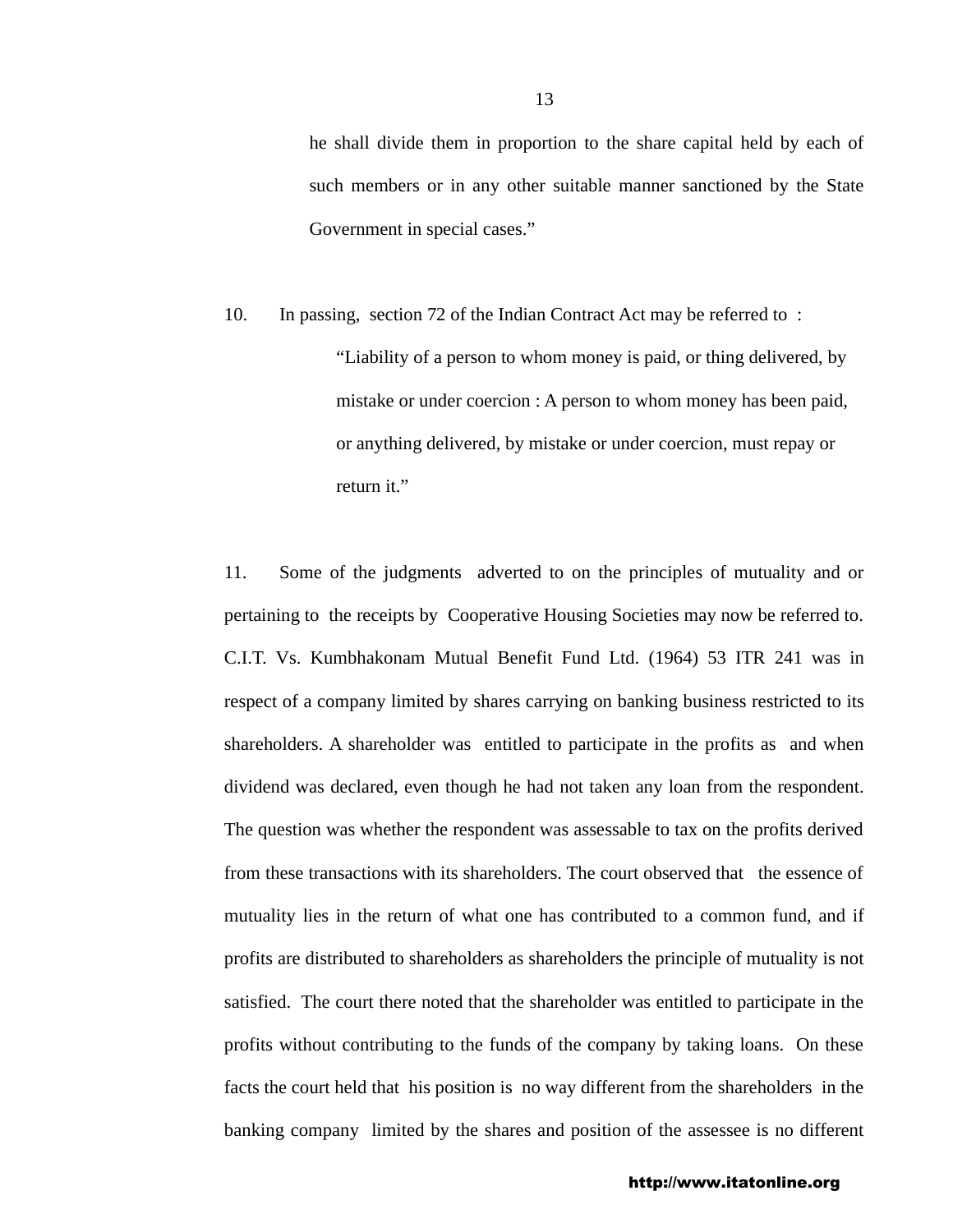he shall divide them in proportion to the share capital held by each of such members or in any other suitable manner sanctioned by the State Government in special cases."

10. In passing, section 72 of the Indian Contract Act may be referred to :

> "Liability of a person to whom money is paid, or thing delivered, by mistake or under coercion : A person to whom money has been paid, or anything delivered, by mistake or under coercion, must repay or return it."

11. Some of the judgments adverted to on the principles of mutuality and or pertaining to the receipts by Cooperative Housing Societies may now be referred to. C.I.T. Vs. Kumbhakonam Mutual Benefit Fund Ltd. (1964) 53 ITR 241 was in respect of a company limited by shares carrying on banking business restricted to its shareholders. A shareholder was entitled to participate in the profits as and when dividend was declared, even though he had not taken any loan from the respondent. The question was whether the respondent was assessable to tax on the profits derived from these transactions with its shareholders. The court observed that the essence of mutuality lies in the return of what one has contributed to a common fund, and if profits are distributed to shareholders as shareholders the principle of mutuality is not satisfied. The court there noted that the shareholder was entitled to participate in the profits without contributing to the funds of the company by taking loans. On these facts the court held that his position is no way different from the shareholders in the banking company limited by the shares and position of the assessee is no different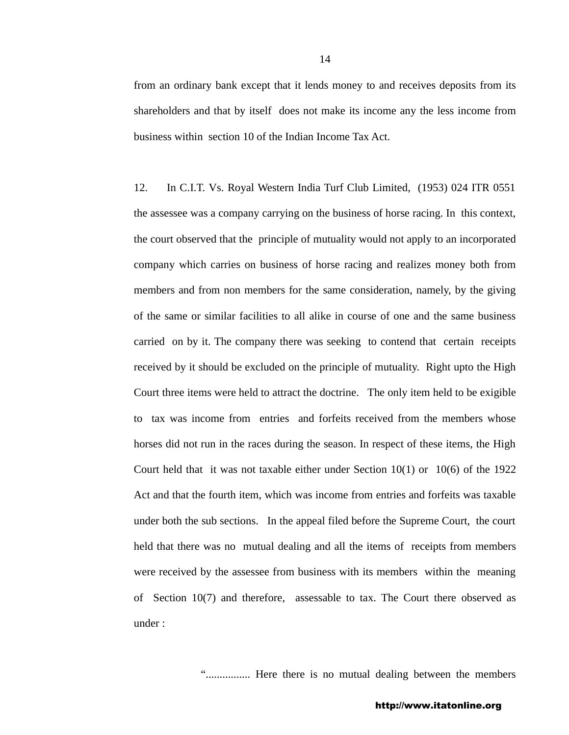from an ordinary bank except that it lends money to and receives deposits from its shareholders and that by itself does not make its income any the less income from business within section 10 of the Indian Income Tax Act.

12. In C.I.T. Vs. Royal Western India Turf Club Limited, (1953) 024 ITR 0551 the assessee was a company carrying on the business of horse racing. In this context, the court observed that the principle of mutuality would not apply to an incorporated company which carries on business of horse racing and realizes money both from members and from non members for the same consideration, namely, by the giving of the same or similar facilities to all alike in course of one and the same business carried on by it. The company there was seeking to contend that certain receipts received by it should be excluded on the principle of mutuality. Right upto the High Court three items were held to attract the doctrine. The only item held to be exigible to tax was income from entries and forfeits received from the members whose horses did not run in the races during the season. In respect of these items, the High Court held that it was not taxable either under Section 10(1) or 10(6) of the 1922 Act and that the fourth item, which was income from entries and forfeits was taxable under both the sub sections. In the appeal filed before the Supreme Court, the court held that there was no mutual dealing and all the items of receipts from members were received by the assessee from business with its members within the meaning of Section 10(7) and therefore, assessable to tax. The Court there observed as under :

> "................ Here there is no mutual dealing between the members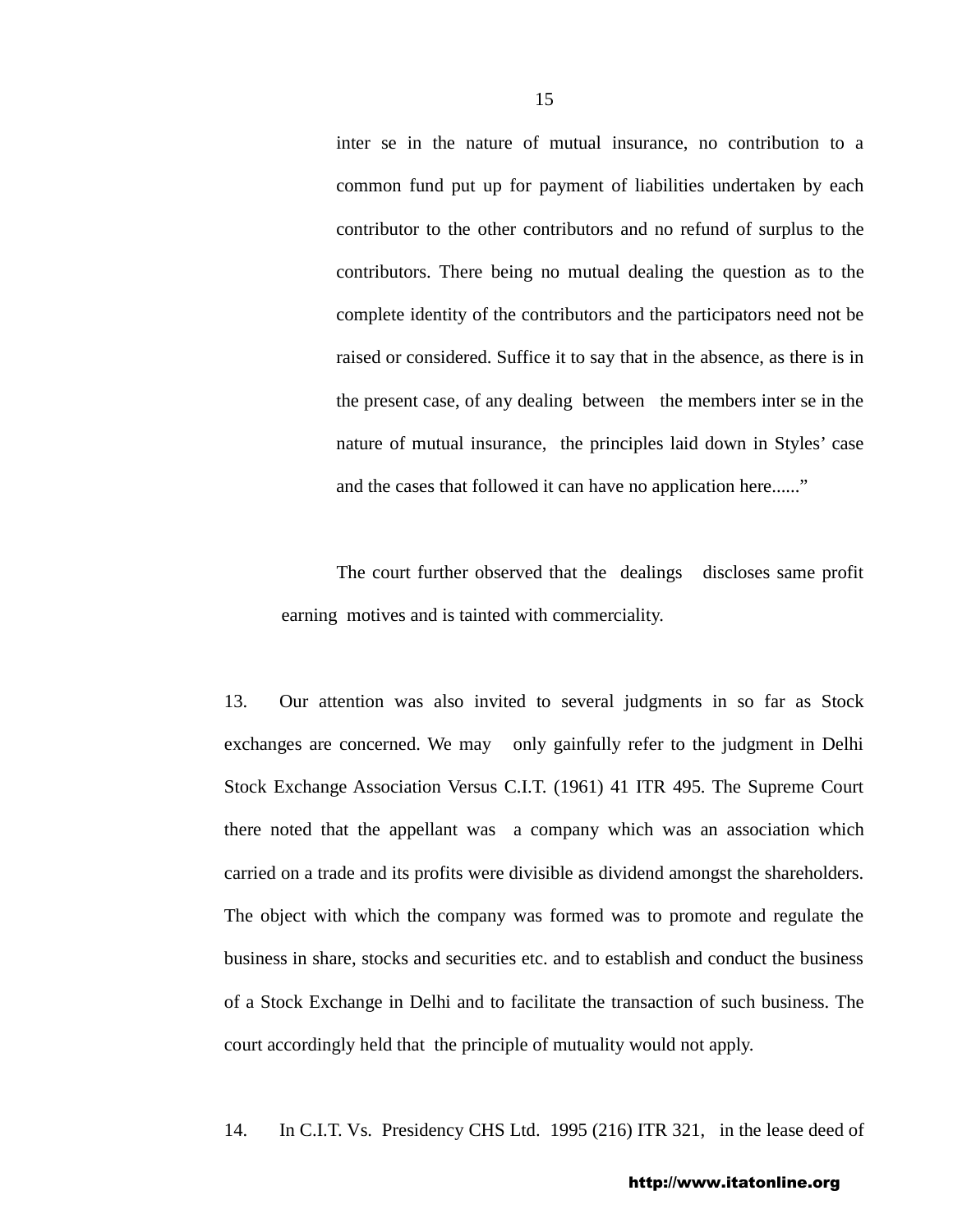> inter se in the nature of mutual insurance, no contribution to a common fund put up for payment of liabilities undertaken by each contributor to the other contributors and no refund of surplus to the contributors. There being no mutual dealing the question as to the complete identity of the contributors and the participators need not be raised or considered. Suffice it to say that in the absence, as there is in the present case, of any dealing between the members inter se in the nature of mutual insurance, the principles laid down in Styles' case and the cases that followed it can have no application here......"

The court further observed that the dealings discloses same profit earning motives and is tainted with commerciality.

13. Our attention was also invited to several judgments in so far as Stock exchanges are concerned. We may only gainfully refer to the judgment in Delhi Stock Exchange Association Versus C.I.T. (1961) 41 ITR 495. The Supreme Court there noted that the appellant was a company which was an association which carried on a trade and its profits were divisible as dividend amongst the shareholders. The object with which the company was formed was to promote and regulate the business in share, stocks and securities etc. and to establish and conduct the business of a Stock Exchange in Delhi and to facilitate the transaction of such business. The court accordingly held that the principle of mutuality would not apply.

14. In C.I.T. Vs. Presidency CHS Ltd. 1995 (216) ITR 321, in the lease deed of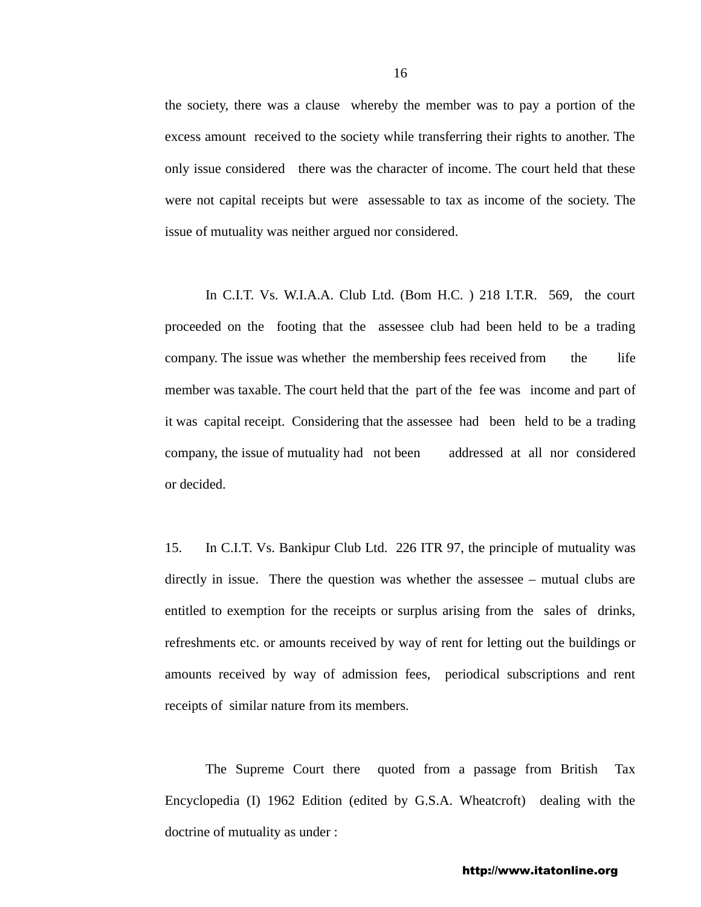the society, there was a clause whereby the member was to pay a portion of the excess amount received to the society while transferring their rights to another. The only issue considered there was the character of income. The court held that these were not capital receipts but were assessable to tax as income of the society. The issue of mutuality was neither argued nor considered.

In C.I.T. Vs. W.I.A.A. Club Ltd. (Bom H.C. ) 218 I.T.R. 569, the court proceeded on the footing that the assessee club had been held to be a trading company. The issue was whether the membership fees received from the life member was taxable. The court held that the part of the fee was income and part of it was capital receipt. Considering that the assessee had been held to be a trading company, the issue of mutuality had not been addressed at all nor considered or decided.

15. In C.I.T. Vs. Bankipur Club Ltd. 226 ITR 97, the principle of mutuality was directly in issue. There the question was whether the assessee – mutual clubs are entitled to exemption for the receipts or surplus arising from the sales of drinks, refreshments etc. or amounts received by way of rent for letting out the buildings or amounts received by way of admission fees, periodical subscriptions and rent receipts of similar nature from its members.

The Supreme Court there quoted from a passage from British Tax Encyclopedia (I) 1962 Edition (edited by G.S.A. Wheatcroft) dealing with the doctrine of mutuality as under :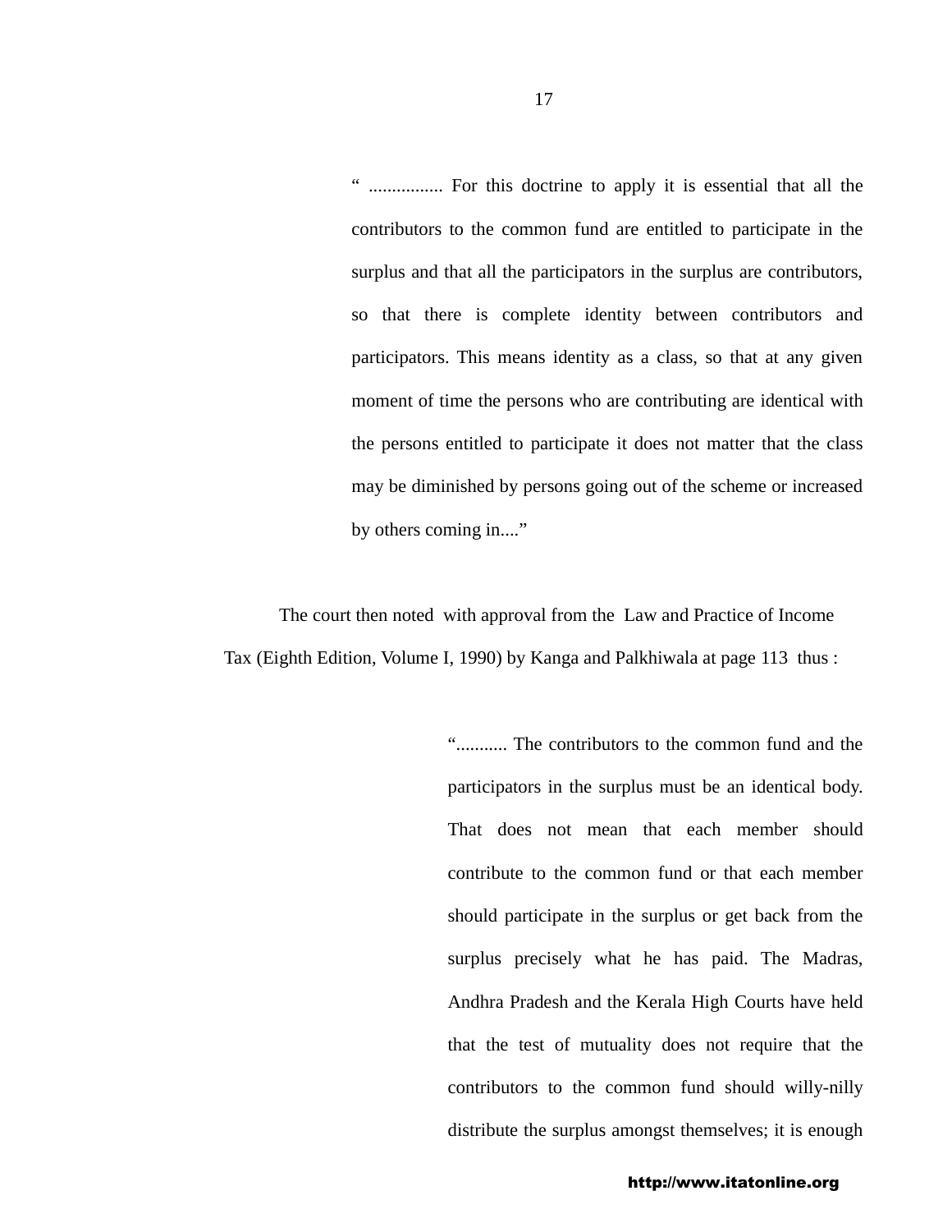> " ................ For this doctrine to apply it is essential that all the contributors to the common fund are entitled to participate in the surplus and that all the participators in the surplus are contributors, so that there is complete identity between contributors and participators. This means identity as a class, so that at any given moment of time the persons who are contributing are identical with the persons entitled to participate it does not matter that the class may be diminished by persons going out of the scheme or increased by others coming in...."

The court then noted with approval from the Law and Practice of Income Tax (Eighth Edition, Volume I, 1990) by Kanga and Palkhiwala at page 113 thus :

> "........... The contributors to the common fund and the participators in the surplus must be an identical body. That does not mean that each member should contribute to the common fund or that each member should participate in the surplus or get back from the surplus precisely what he has paid. The Madras, Andhra Pradesh and the Kerala High Courts have held that the test of mutuality does not require that the contributors to the common fund should willy-nilly distribute the surplus amongst themselves; it is enough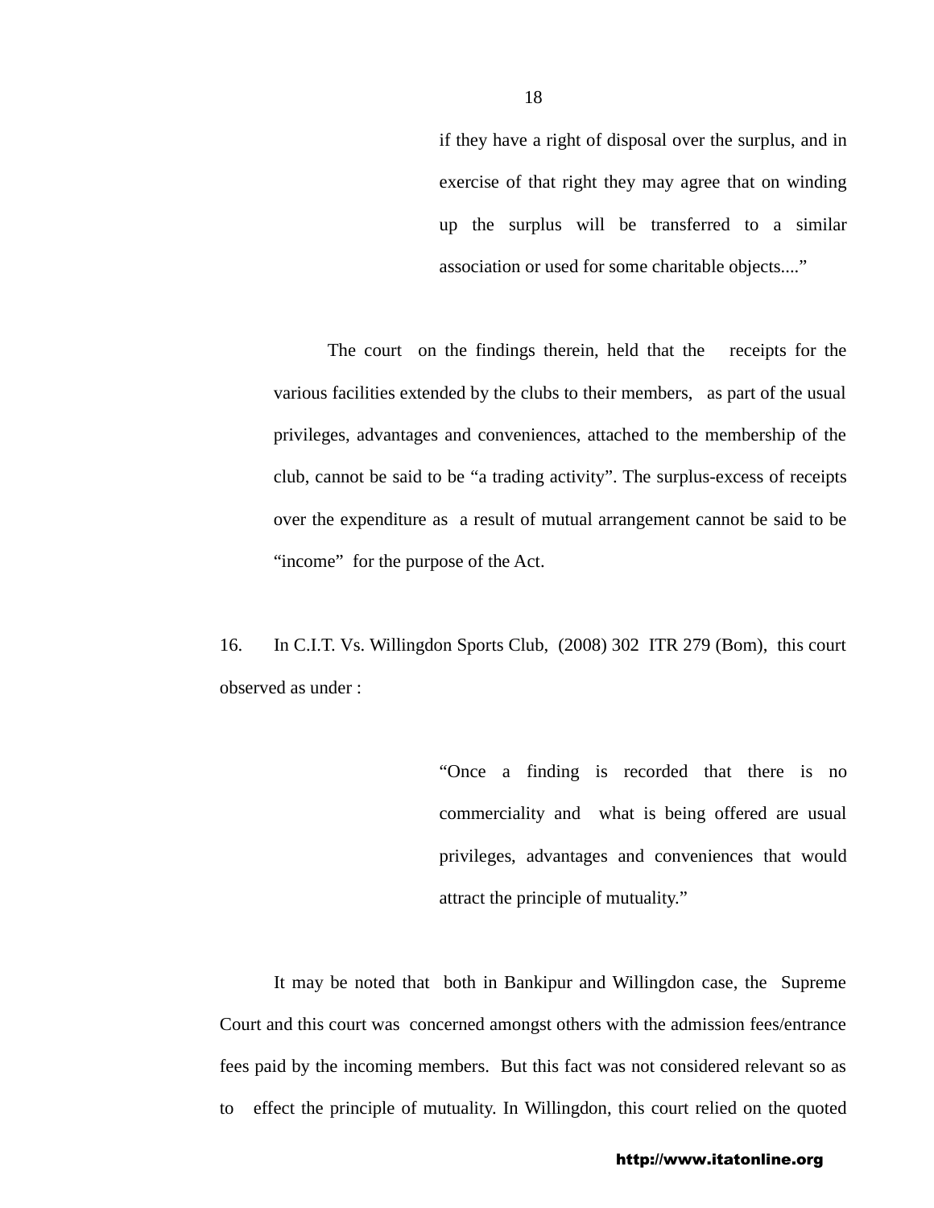> if they have a right of disposal over the surplus, and in exercise of that right they may agree that on winding up the surplus will be transferred to a similar association or used for some charitable objects...."

The court on the findings therein, held that the receipts for the various facilities extended by the clubs to their members, as part of the usual privileges, advantages and conveniences, attached to the membership of the club, cannot be said to be "a trading activity". The surplus-excess of receipts over the expenditure as a result of mutual arrangement cannot be said to be "income" for the purpose of the Act.

16. In C.I.T. Vs. Willingdon Sports Club, (2008) 302 ITR 279 (Bom), this court observed as under :

> "Once a finding is recorded that there is no commerciality and what is being offered are usual privileges, advantages and conveniences that would attract the principle of mutuality."

It may be noted that both in Bankipur and Willingdon case, the Supreme Court and this court was concerned amongst others with the admission fees/entrance fees paid by the incoming members. But this fact was not considered relevant so as to effect the principle of mutuality. In Willingdon, this court relied on the quoted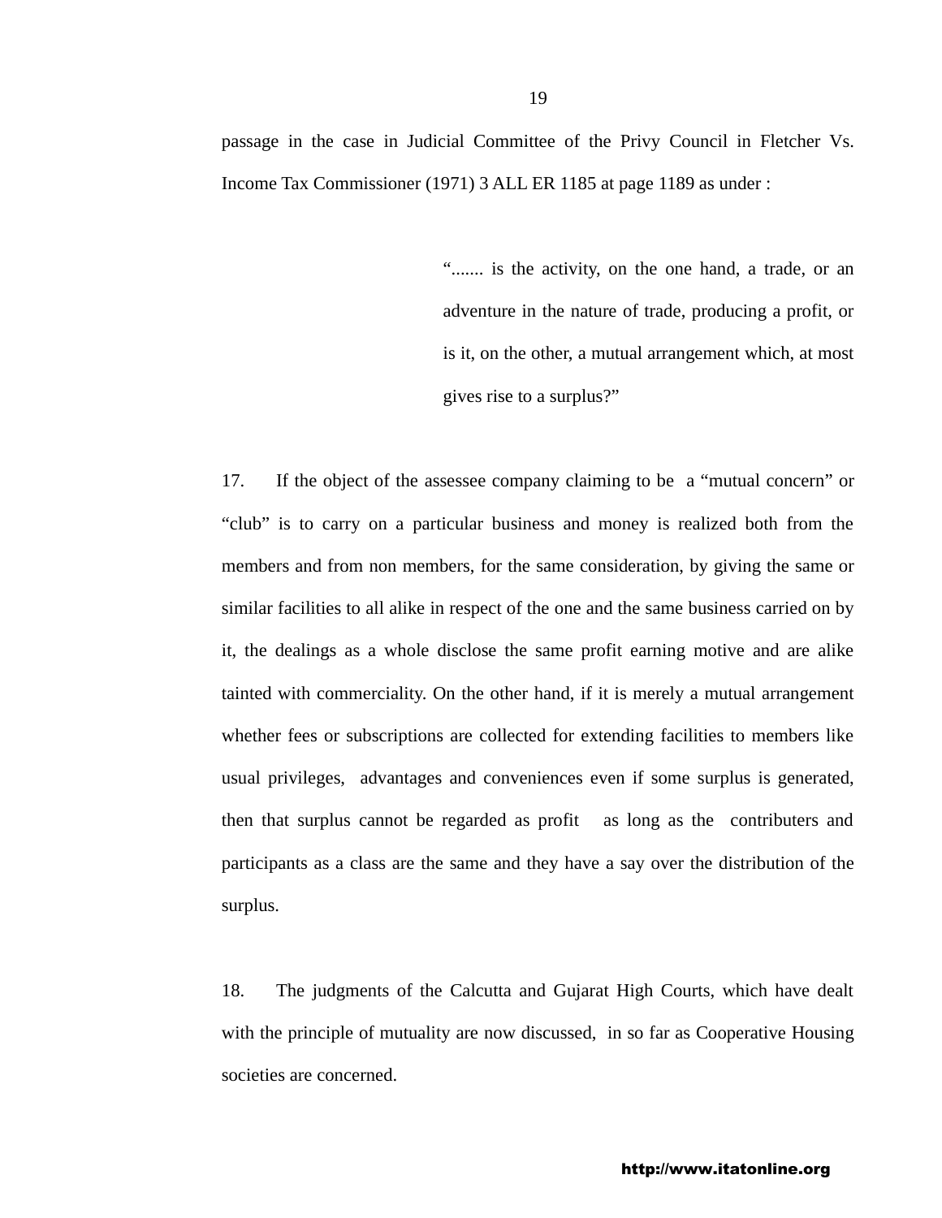passage in the case in Judicial Committee of the Privy Council in Fletcher Vs. Income Tax Commissioner (1971) 3 ALL ER 1185 at page 1189 as under :

> "....... is the activity, on the one hand, a trade, or an adventure in the nature of trade, producing a profit, or is it, on the other, a mutual arrangement which, at most gives rise to a surplus?"

17. If the object of the assessee company claiming to be a "mutual concern" or "club" is to carry on a particular business and money is realized both from the members and from non members, for the same consideration, by giving the same or similar facilities to all alike in respect of the one and the same business carried on by it, the dealings as a whole disclose the same profit earning motive and are alike tainted with commerciality. On the other hand, if it is merely a mutual arrangement whether fees or subscriptions are collected for extending facilities to members like usual privileges, advantages and conveniences even if some surplus is generated, then that surplus cannot be regarded as profit as long as the contributers and participants as a class are the same and they have a say over the distribution of the surplus.

18. The judgments of the Calcutta and Gujarat High Courts, which have dealt with the principle of mutuality are now discussed, in so far as Cooperative Housing societies are concerned.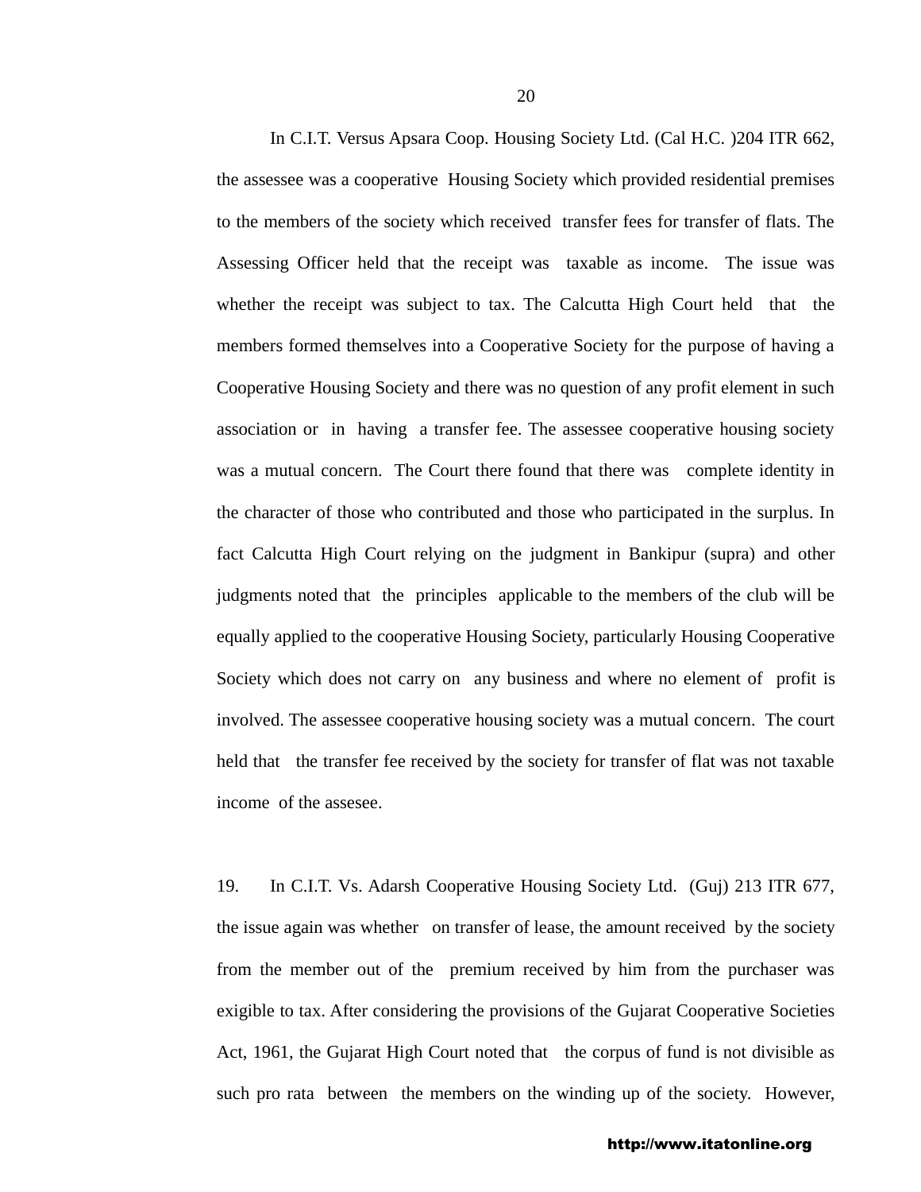In C.I.T. Versus Apsara Coop. Housing Society Ltd. (Cal H.C. )204 ITR 662, the assessee was a cooperative Housing Society which provided residential premises to the members of the society which received transfer fees for transfer of flats. The Assessing Officer held that the receipt was taxable as income. The issue was whether the receipt was subject to tax. The Calcutta High Court held that the members formed themselves into a Cooperative Society for the purpose of having a Cooperative Housing Society and there was no question of any profit element in such association or in having a transfer fee. The assessee cooperative housing society was a mutual concern. The Court there found that there was complete identity in the character of those who contributed and those who participated in the surplus. In fact Calcutta High Court relying on the judgment in Bankipur (supra) and other judgments noted that the principles applicable to the members of the club will be equally applied to the cooperative Housing Society, particularly Housing Cooperative Society which does not carry on any business and where no element of profit is involved. The assessee cooperative housing society was a mutual concern. The court held that the transfer fee received by the society for transfer of flat was not taxable income of the assesee.

19. In C.I.T. Vs. Adarsh Cooperative Housing Society Ltd. (Guj) 213 ITR 677, the issue again was whether on transfer of lease, the amount received by the society from the member out of the premium received by him from the purchaser was exigible to tax. After considering the provisions of the Gujarat Cooperative Societies Act, 1961, the Gujarat High Court noted that the corpus of fund is not divisible as such pro rata between the members on the winding up of the society. However,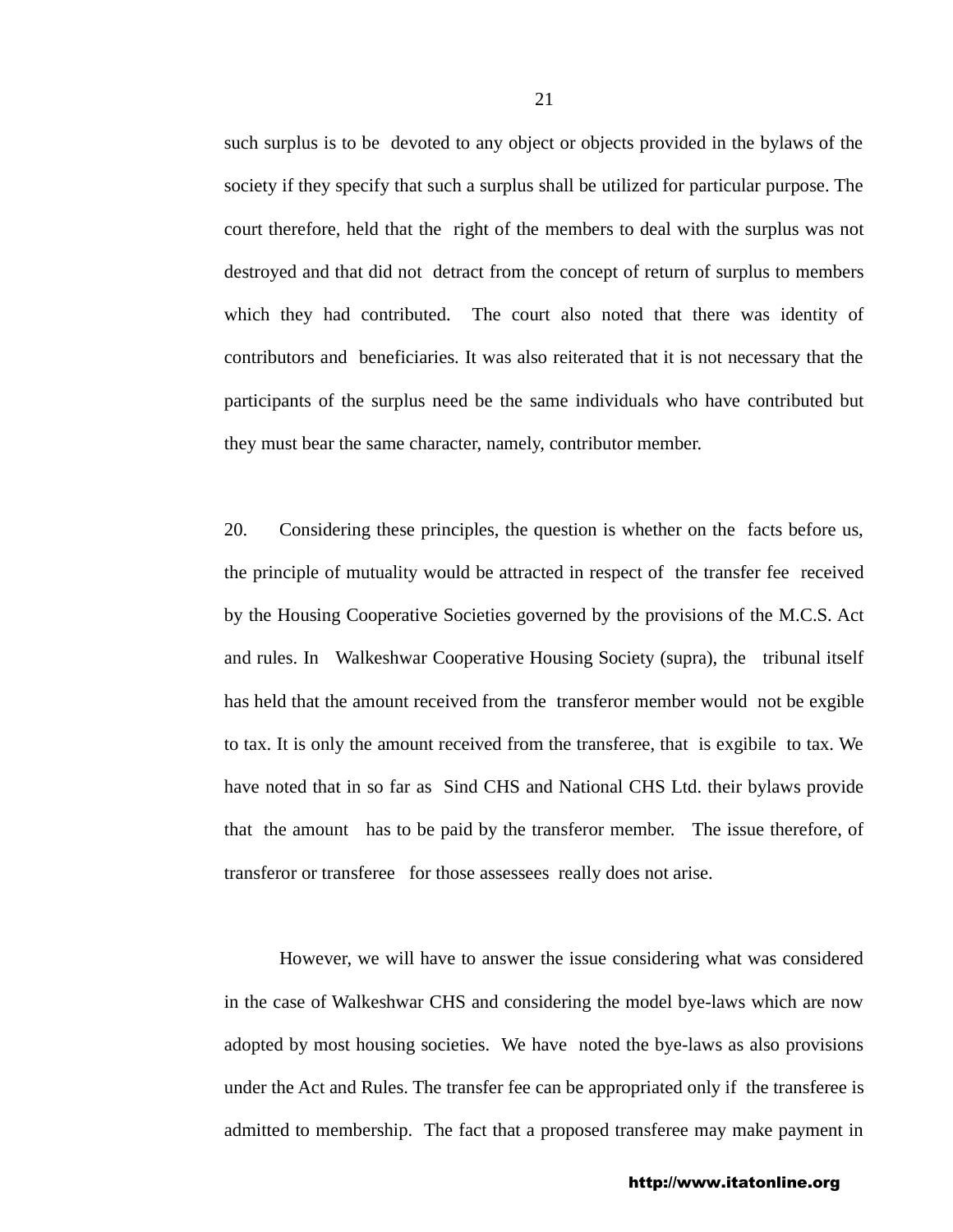such surplus is to be devoted to any object or objects provided in the bylaws of the society if they specify that such a surplus shall be utilized for particular purpose. The court therefore, held that the right of the members to deal with the surplus was not destroyed and that did not detract from the concept of return of surplus to members which they had contributed. The court also noted that there was identity of contributors and beneficiaries. It was also reiterated that it is not necessary that the participants of the surplus need be the same individuals who have contributed but they must bear the same character, namely, contributor member.

20. Considering these principles, the question is whether on the facts before us, the principle of mutuality would be attracted in respect of the transfer fee received by the Housing Cooperative Societies governed by the provisions of the M.C.S. Act and rules. In Walkeshwar Cooperative Housing Society (supra), the tribunal itself has held that the amount received from the transferor member would not be exgible to tax. It is only the amount received from the transferee, that is exgibile to tax. We have noted that in so far as Sind CHS and National CHS Ltd. their bylaws provide that the amount has to be paid by the transferor member. The issue therefore, of transferor or transferee for those assessees really does not arise.

However, we will have to answer the issue considering what was considered in the case of Walkeshwar CHS and considering the model bye-laws which are now adopted by most housing societies. We have noted the bye-laws as also provisions under the Act and Rules. The transfer fee can be appropriated only if the transferee is admitted to membership. The fact that a proposed transferee may make payment in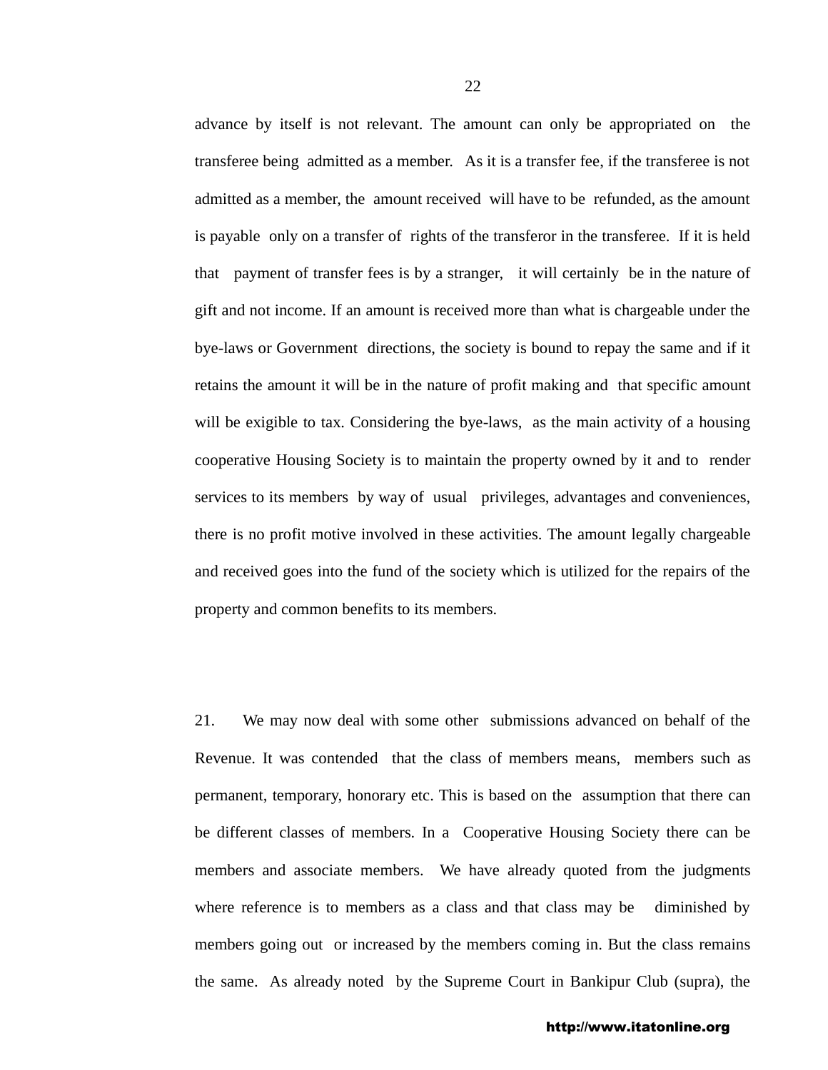advance by itself is not relevant. The amount can only be appropriated on the transferee being admitted as a member. As it is a transfer fee, if the transferee is not admitted as a member, the amount received will have to be refunded, as the amount is payable only on a transfer of rights of the transferor in the transferee. If it is held that payment of transfer fees is by a stranger, it will certainly be in the nature of gift and not income. If an amount is received more than what is chargeable under the bye-laws or Government directions, the society is bound to repay the same and if it retains the amount it will be in the nature of profit making and that specific amount will be exigible to tax. Considering the bye-laws, as the main activity of a housing cooperative Housing Society is to maintain the property owned by it and to render services to its members by way of usual privileges, advantages and conveniences, there is no profit motive involved in these activities. The amount legally chargeable and received goes into the fund of the society which is utilized for the repairs of the property and common benefits to its members.

21. We may now deal with some other submissions advanced on behalf of the Revenue. It was contended that the class of members means, members such as permanent, temporary, honorary etc. This is based on the assumption that there can be different classes of members. In a Cooperative Housing Society there can be members and associate members. We have already quoted from the judgments where reference is to members as a class and that class may be diminished by members going out or increased by the members coming in. But the class remains the same. As already noted by the Supreme Court in Bankipur Club (supra), the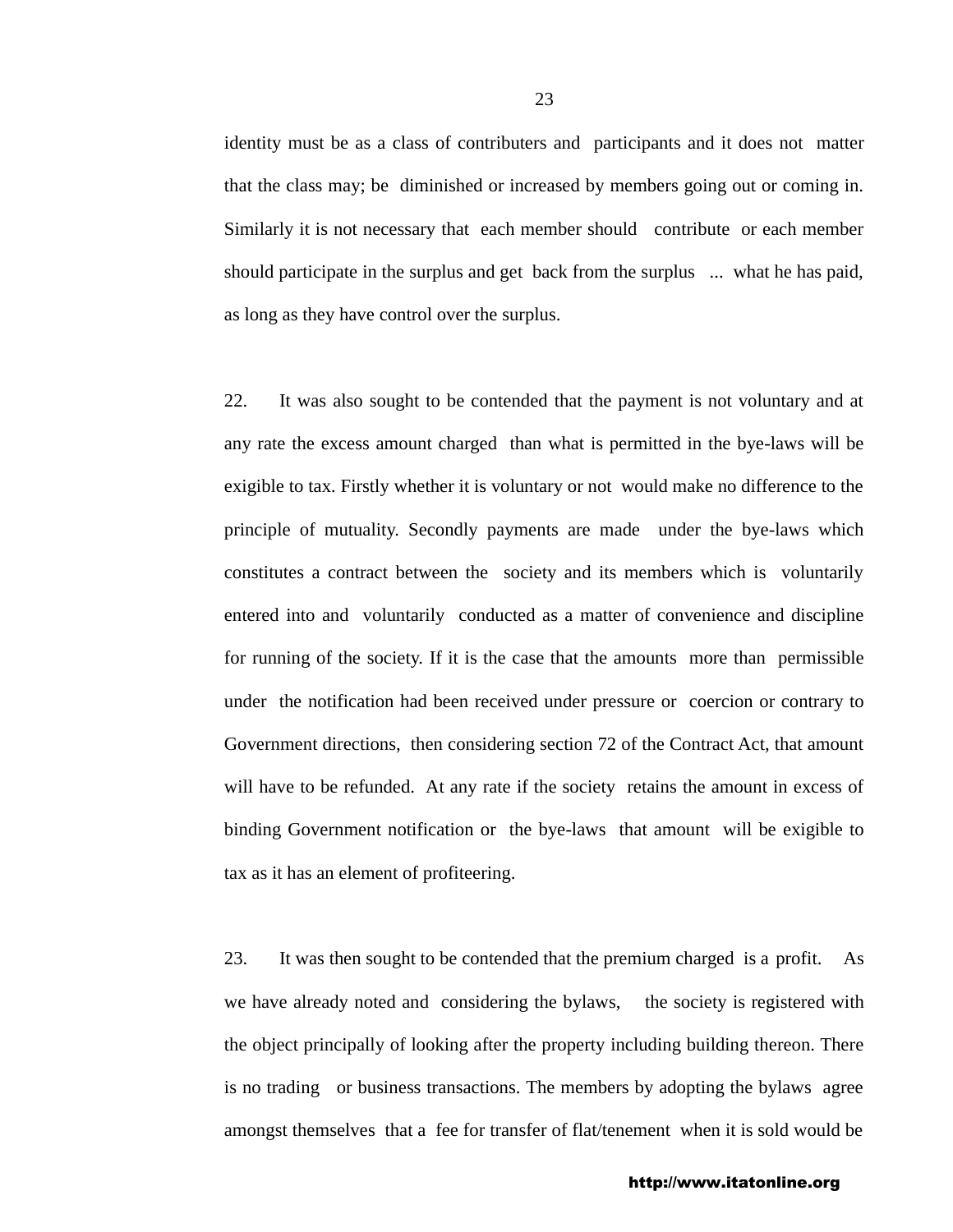identity must be as a class of contributers and participants and it does not matter that the class may; be diminished or increased by members going out or coming in. Similarly it is not necessary that each member should contribute or each member should participate in the surplus and get back from the surplus ... what he has paid, as long as they have control over the surplus.

22. It was also sought to be contended that the payment is not voluntary and at any rate the excess amount charged than what is permitted in the bye-laws will be exigible to tax. Firstly whether it is voluntary or not would make no difference to the principle of mutuality. Secondly payments are made under the bye-laws which constitutes a contract between the society and its members which is voluntarily entered into and voluntarily conducted as a matter of convenience and discipline for running of the society. If it is the case that the amounts more than permissible under the notification had been received under pressure or coercion or contrary to Government directions, then considering section 72 of the Contract Act, that amount will have to be refunded. At any rate if the society retains the amount in excess of binding Government notification or the bye-laws that amount will be exigible to tax as it has an element of profiteering.

23. It was then sought to be contended that the premium charged is a profit. As we have already noted and considering the bylaws, the society is registered with the object principally of looking after the property including building thereon. There is no trading or business transactions. The members by adopting the bylaws agree amongst themselves that a fee for transfer of flat/tenement when it is sold would be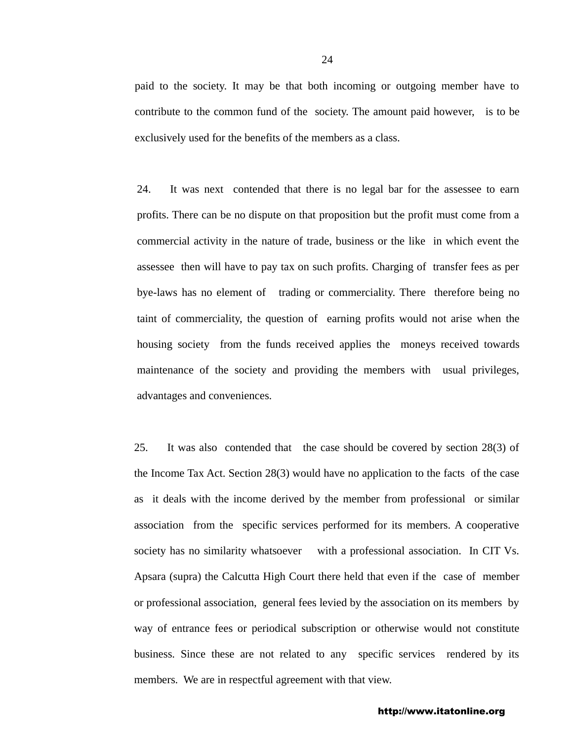paid to the society. It may be that both incoming or outgoing member have to contribute to the common fund of the society. The amount paid however, is to be exclusively used for the benefits of the members as a class.

24. It was next contended that there is no legal bar for the assessee to earn profits. There can be no dispute on that proposition but the profit must come from a commercial activity in the nature of trade, business or the like in which event the assessee then will have to pay tax on such profits. Charging of transfer fees as per bye-laws has no element of trading or commerciality. There therefore being no taint of commerciality, the question of earning profits would not arise when the housing society from the funds received applies the moneys received towards maintenance of the society and providing the members with usual privileges, advantages and conveniences.

25. It was also contended that the case should be covered by section 28(3) of the Income Tax Act. Section 28(3) would have no application to the facts of the case as it deals with the income derived by the member from professional or similar association from the specific services performed for its members. A cooperative society has no similarity whatsoever with a professional association. In CIT Vs. Apsara (supra) the Calcutta High Court there held that even if the case of member or professional association, general fees levied by the association on its members by way of entrance fees or periodical subscription or otherwise would not constitute business. Since these are not related to any specific services rendered by its members. We are in respectful agreement with that view.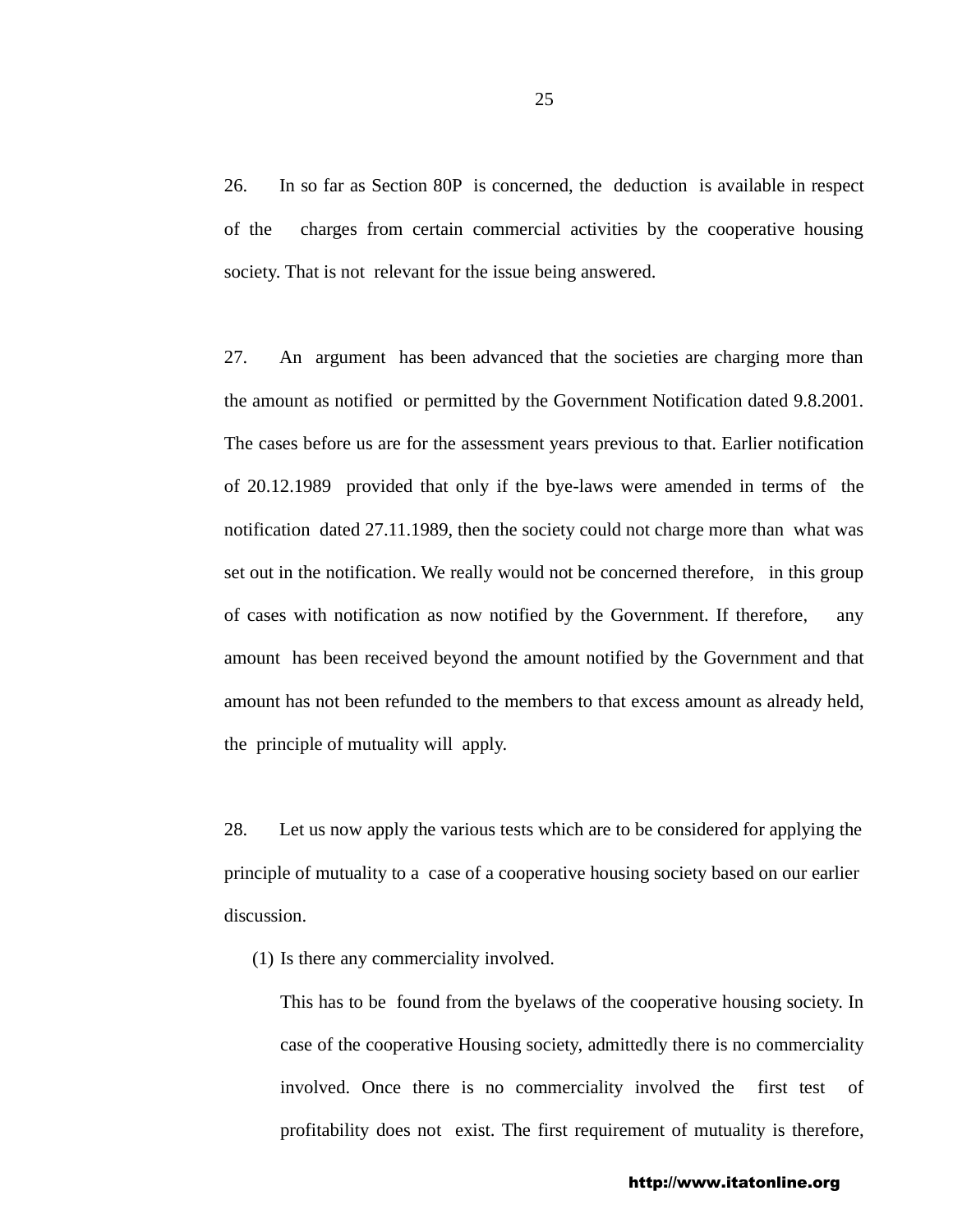26. In so far as Section 80P is concerned, the deduction is available in respect of the charges from certain commercial activities by the cooperative housing society. That is not relevant for the issue being answered.

27. An argument has been advanced that the societies are charging more than the amount as notified or permitted by the Government Notification dated 9.8.2001. The cases before us are for the assessment years previous to that. Earlier notification of 20.12.1989 provided that only if the bye-laws were amended in terms of the notification dated 27.11.1989, then the society could not charge more than what was set out in the notification. We really would not be concerned therefore, in this group of cases with notification as now notified by the Government. If therefore, any amount has been received beyond the amount notified by the Government and that amount has not been refunded to the members to that excess amount as already held, the principle of mutuality will apply.

28. Let us now apply the various tests which are to be considered for applying the principle of mutuality to a case of a cooperative housing society based on our earlier discussion.

(1) Is there any commerciality involved.

This has to be found from the byelaws of the cooperative housing society. In case of the cooperative Housing society, admittedly there is no commerciality involved. Once there is no commerciality involved the first test of profitability does not exist. The first requirement of mutuality is therefore,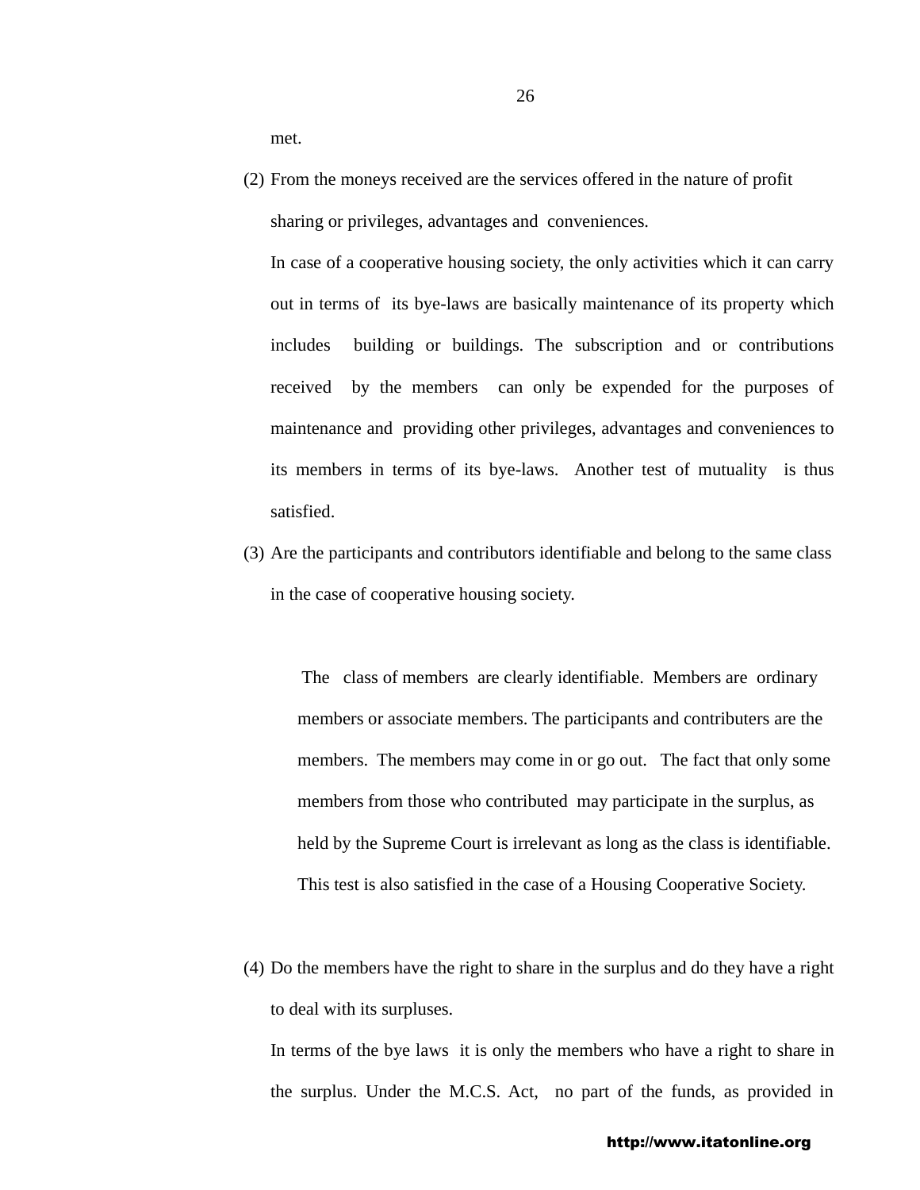met.

(2) From the moneys received are the services offered in the nature of profit sharing or privileges, advantages and conveniences.

In case of a cooperative housing society, the only activities which it can carry out in terms of its bye-laws are basically maintenance of its property which includes building or buildings. The subscription and or contributions received by the members can only be expended for the purposes of maintenance and providing other privileges, advantages and conveniences to its members in terms of its bye-laws. Another test of mutuality is thus satisfied.

(3) Are the participants and contributors identifiable and belong to the same class in the case of cooperative housing society.

> The class of members are clearly identifiable. Members are ordinary members or associate members. The participants and contributers are the members. The members may come in or go out. The fact that only some members from those who contributed may participate in the surplus, as held by the Supreme Court is irrelevant as long as the class is identifiable. This test is also satisfied in the case of a Housing Cooperative Society.

(4) Do the members have the right to share in the surplus and do they have a right to deal with its surpluses.

In terms of the bye laws it is only the members who have a right to share in the surplus. Under the M.C.S. Act, no part of the funds, as provided in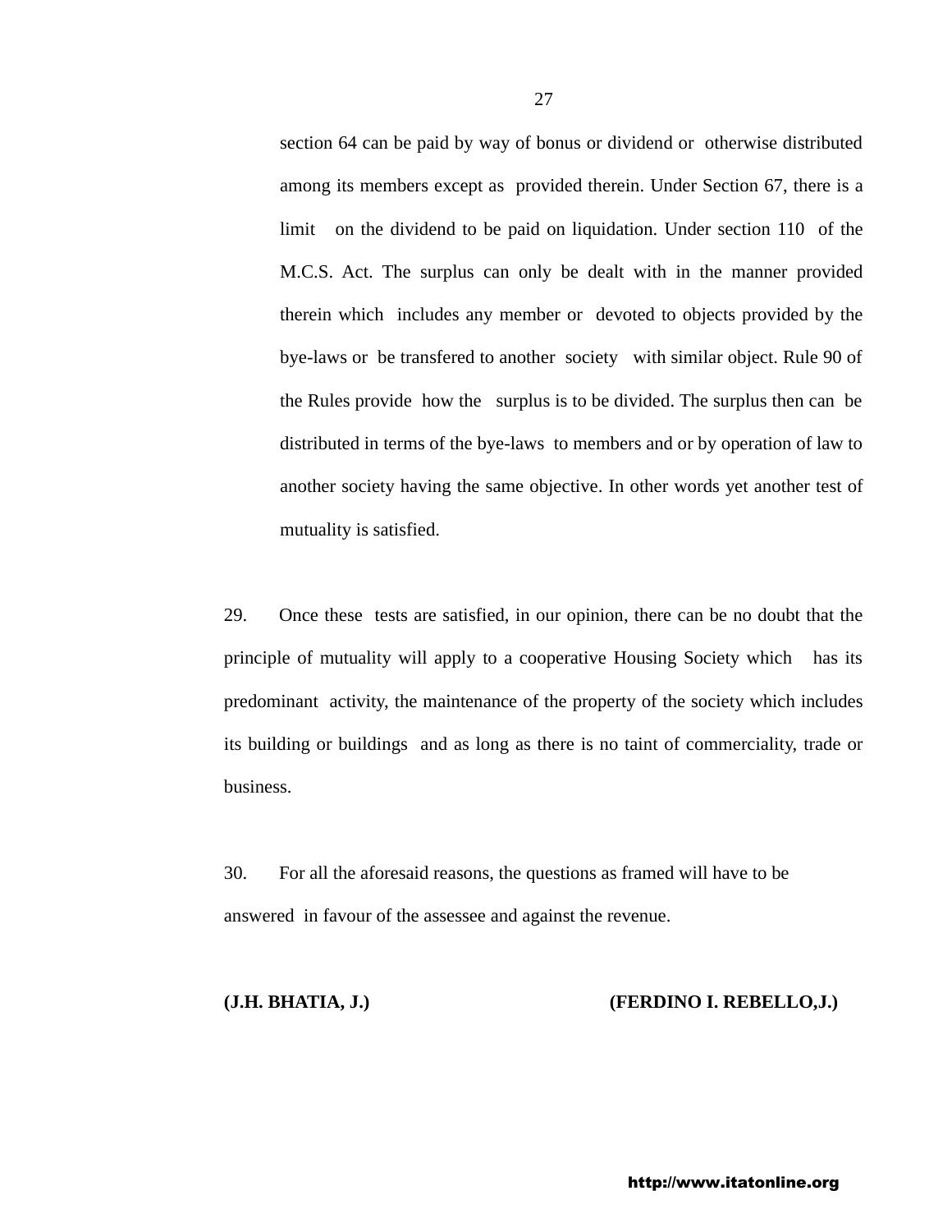section 64 can be paid by way of bonus or dividend or otherwise distributed among its members except as provided therein. Under Section 67, there is a limit on the dividend to be paid on liquidation. Under section 110 of the M.C.S. Act. The surplus can only be dealt with in the manner provided therein which includes any member or devoted to objects provided by the bye-laws or be transfered to another society with similar object. Rule 90 of the Rules provide how the surplus is to be divided. The surplus then can be distributed in terms of the bye-laws to members and or by operation of law to another society having the same objective. In other words yet another test of mutuality is satisfied.

29. Once these tests are satisfied, in our opinion, there can be no doubt that the principle of mutuality will apply to a cooperative Housing Society which has its predominant activity, the maintenance of the property of the society which includes its building or buildings and as long as there is no taint of commerciality, trade or business.

30. For all the aforesaid reasons, the questions as framed will have to be answered in favour of the assessee and against the revenue.

**(J.H. BHATIA, J.)** **(FERDINO I. REBELLO,J.)**

http://www.itatonline.org